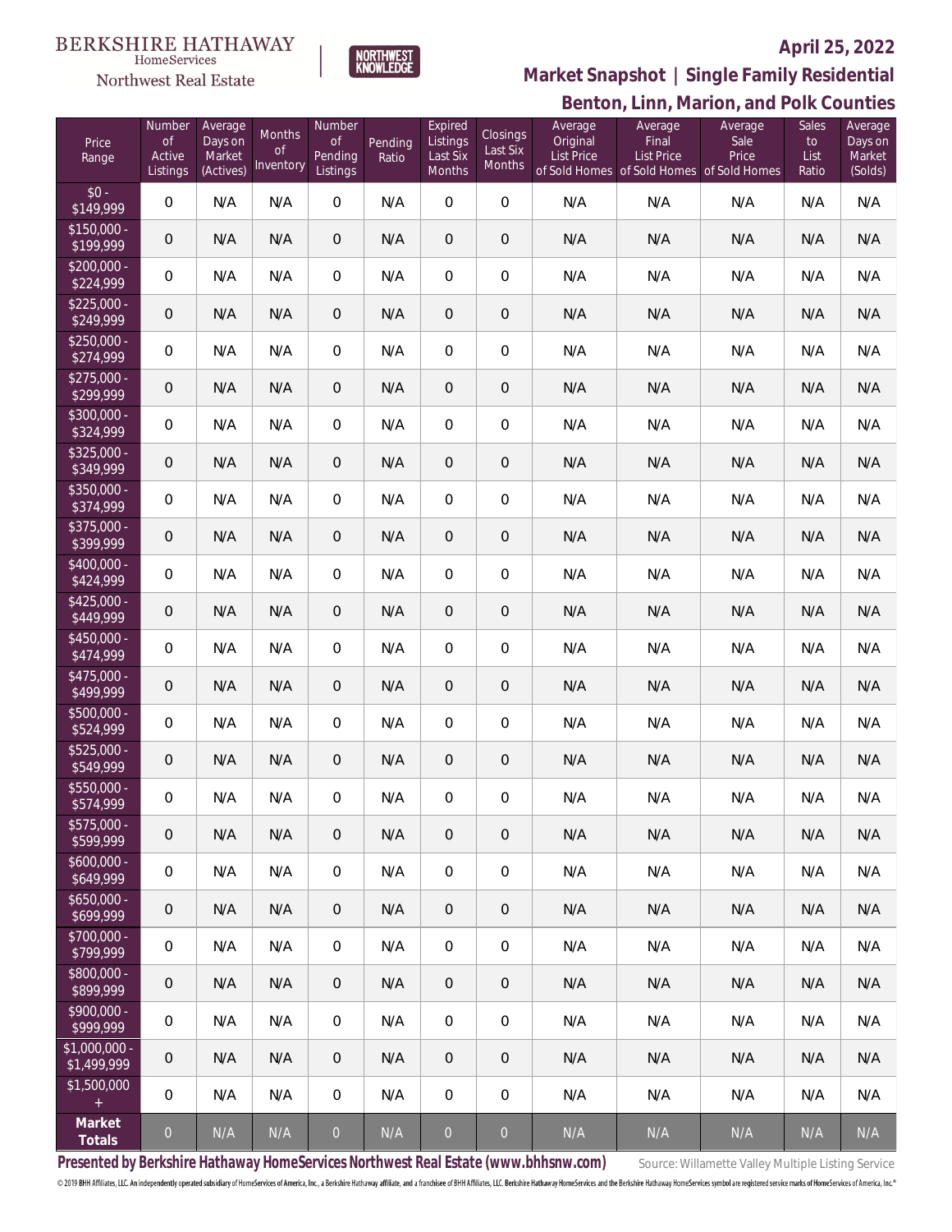BERKSHIRE HATHAWAY HomeServices Northwest Real Estate

NORTHWEST KNOWLEDGE

**April 25, 2022**

## Market Snapshot | Single Family Residential

## Benton, Linn, Marion, and Polk Counties

| Price Range | Number of Active Listings | Average Days on Market (Actives) | Months of Inventory | Number of Pending Listings | Pending Ratio | Expired Listings Last Six Months | Closings Last Six Months | Average Original List Price of Sold Homes | Average Final List Price of Sold Homes | Average Sale Price of Sold Homes | Sales to List Ratio | Average Days on Market (Solds) |
|---|---|---|---|---|---|---|---|---|---|---|---|---|
| $0 - $149,999 | 0 | N/A | N/A | 0 | N/A | 0 | 0 | N/A | N/A | N/A | N/A | N/A |
| $150,000 - $199,999 | 0 | N/A | N/A | 0 | N/A | 0 | 0 | N/A | N/A | N/A | N/A | N/A |
| $200,000 - $224,999 | 0 | N/A | N/A | 0 | N/A | 0 | 0 | N/A | N/A | N/A | N/A | N/A |
| $225,000 - $249,999 | 0 | N/A | N/A | 0 | N/A | 0 | 0 | N/A | N/A | N/A | N/A | N/A |
| $250,000 - $274,999 | 0 | N/A | N/A | 0 | N/A | 0 | 0 | N/A | N/A | N/A | N/A | N/A |
| $275,000 - $299,999 | 0 | N/A | N/A | 0 | N/A | 0 | 0 | N/A | N/A | N/A | N/A | N/A |
| $300,000 - $324,999 | 0 | N/A | N/A | 0 | N/A | 0 | 0 | N/A | N/A | N/A | N/A | N/A |
| $325,000 - $349,999 | 0 | N/A | N/A | 0 | N/A | 0 | 0 | N/A | N/A | N/A | N/A | N/A |
| $350,000 - $374,999 | 0 | N/A | N/A | 0 | N/A | 0 | 0 | N/A | N/A | N/A | N/A | N/A |
| $375,000 - $399,999 | 0 | N/A | N/A | 0 | N/A | 0 | 0 | N/A | N/A | N/A | N/A | N/A |
| $400,000 - $424,999 | 0 | N/A | N/A | 0 | N/A | 0 | 0 | N/A | N/A | N/A | N/A | N/A |
| $425,000 - $449,999 | 0 | N/A | N/A | 0 | N/A | 0 | 0 | N/A | N/A | N/A | N/A | N/A |
| $450,000 - $474,999 | 0 | N/A | N/A | 0 | N/A | 0 | 0 | N/A | N/A | N/A | N/A | N/A |
| $475,000 - $499,999 | 0 | N/A | N/A | 0 | N/A | 0 | 0 | N/A | N/A | N/A | N/A | N/A |
| $500,000 - $524,999 | 0 | N/A | N/A | 0 | N/A | 0 | 0 | N/A | N/A | N/A | N/A | N/A |
| $525,000 - $549,999 | 0 | N/A | N/A | 0 | N/A | 0 | 0 | N/A | N/A | N/A | N/A | N/A |
| $550,000 - $574,999 | 0 | N/A | N/A | 0 | N/A | 0 | 0 | N/A | N/A | N/A | N/A | N/A |
| $575,000 - $599,999 | 0 | N/A | N/A | 0 | N/A | 0 | 0 | N/A | N/A | N/A | N/A | N/A |
| $600,000 - $649,999 | 0 | N/A | N/A | 0 | N/A | 0 | 0 | N/A | N/A | N/A | N/A | N/A |
| $650,000 - $699,999 | 0 | N/A | N/A | 0 | N/A | 0 | 0 | N/A | N/A | N/A | N/A | N/A |
| $700,000 - $799,999 | 0 | N/A | N/A | 0 | N/A | 0 | 0 | N/A | N/A | N/A | N/A | N/A |
| $800,000 - $899,999 | 0 | N/A | N/A | 0 | N/A | 0 | 0 | N/A | N/A | N/A | N/A | N/A |
| $900,000 - $999,999 | 0 | N/A | N/A | 0 | N/A | 0 | 0 | N/A | N/A | N/A | N/A | N/A |
| $1,000,000 - $1,499,999 | 0 | N/A | N/A | 0 | N/A | 0 | 0 | N/A | N/A | N/A | N/A | N/A |
| $1,500,000 + | 0 | N/A | N/A | 0 | N/A | 0 | 0 | N/A | N/A | N/A | N/A | N/A |
| **Market Totals** | 0 | N/A | N/A | 0 | N/A | 0 | 0 | N/A | N/A | N/A | N/A | N/A |

**Presented by Berkshire Hathaway HomeServices Northwest Real Estate (www.bhhsnw.com)**

Source: Willamette Valley Multiple Listing Service

© 2019 BHH Affiliates, LLC. An independently operated subsidiary of HomeServices of America, Inc., a Berkshire Hathaway affiliate, and a franchisee of BHH Affiliates, LLC. Berkshire Hathaway HomeServices and the Berkshire Hathaway HomeServices symbol are registered service marks of HomeServices of America, Inc.®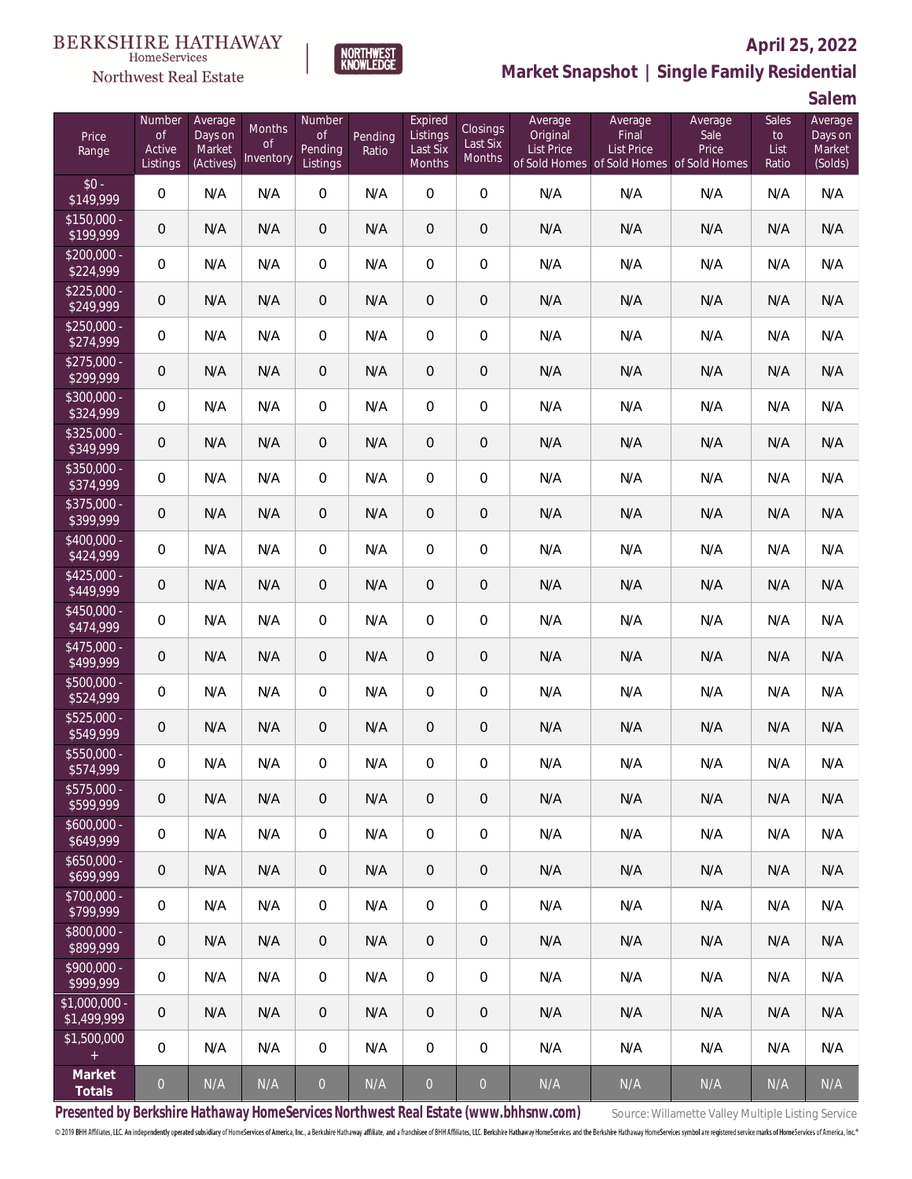BERKSHIRE HATHAWAY HomeServices Northwest Real Estate | NORTHWEST KNOWLEDGE

## April 25, 2022

## Market Snapshot | Single Family Residential

## Salem

| Price Range | Number of Active Listings | Average Days on Market (Actives) | Months of Inventory | Number of Pending Listings | Pending Ratio | Expired Listings Last Six Months | Closings Last Six Months | Average Original List Price of Sold Homes | Average Final List Price of Sold Homes | Average Sale Price of Sold Homes | Sales to List Ratio | Average Days on Market (Solds) |
|---|---|---|---|---|---|---|---|---|---|---|---|---|
| $0 - $149,999 | 0 | N/A | N/A | 0 | N/A | 0 | 0 | N/A | N/A | N/A | N/A | N/A |
| $150,000 - $199,999 | 0 | N/A | N/A | 0 | N/A | 0 | 0 | N/A | N/A | N/A | N/A | N/A |
| $200,000 - $224,999 | 0 | N/A | N/A | 0 | N/A | 0 | 0 | N/A | N/A | N/A | N/A | N/A |
| $225,000 - $249,999 | 0 | N/A | N/A | 0 | N/A | 0 | 0 | N/A | N/A | N/A | N/A | N/A |
| $250,000 - $274,999 | 0 | N/A | N/A | 0 | N/A | 0 | 0 | N/A | N/A | N/A | N/A | N/A |
| $275,000 - $299,999 | 0 | N/A | N/A | 0 | N/A | 0 | 0 | N/A | N/A | N/A | N/A | N/A |
| $300,000 - $324,999 | 0 | N/A | N/A | 0 | N/A | 0 | 0 | N/A | N/A | N/A | N/A | N/A |
| $325,000 - $349,999 | 0 | N/A | N/A | 0 | N/A | 0 | 0 | N/A | N/A | N/A | N/A | N/A |
| $350,000 - $374,999 | 0 | N/A | N/A | 0 | N/A | 0 | 0 | N/A | N/A | N/A | N/A | N/A |
| $375,000 - $399,999 | 0 | N/A | N/A | 0 | N/A | 0 | 0 | N/A | N/A | N/A | N/A | N/A |
| $400,000 - $424,999 | 0 | N/A | N/A | 0 | N/A | 0 | 0 | N/A | N/A | N/A | N/A | N/A |
| $425,000 - $449,999 | 0 | N/A | N/A | 0 | N/A | 0 | 0 | N/A | N/A | N/A | N/A | N/A |
| $450,000 - $474,999 | 0 | N/A | N/A | 0 | N/A | 0 | 0 | N/A | N/A | N/A | N/A | N/A |
| $475,000 - $499,999 | 0 | N/A | N/A | 0 | N/A | 0 | 0 | N/A | N/A | N/A | N/A | N/A |
| $500,000 - $524,999 | 0 | N/A | N/A | 0 | N/A | 0 | 0 | N/A | N/A | N/A | N/A | N/A |
| $525,000 - $549,999 | 0 | N/A | N/A | 0 | N/A | 0 | 0 | N/A | N/A | N/A | N/A | N/A |
| $550,000 - $574,999 | 0 | N/A | N/A | 0 | N/A | 0 | 0 | N/A | N/A | N/A | N/A | N/A |
| $575,000 - $599,999 | 0 | N/A | N/A | 0 | N/A | 0 | 0 | N/A | N/A | N/A | N/A | N/A |
| $600,000 - $649,999 | 0 | N/A | N/A | 0 | N/A | 0 | 0 | N/A | N/A | N/A | N/A | N/A |
| $650,000 - $699,999 | 0 | N/A | N/A | 0 | N/A | 0 | 0 | N/A | N/A | N/A | N/A | N/A |
| $700,000 - $799,999 | 0 | N/A | N/A | 0 | N/A | 0 | 0 | N/A | N/A | N/A | N/A | N/A |
| $800,000 - $899,999 | 0 | N/A | N/A | 0 | N/A | 0 | 0 | N/A | N/A | N/A | N/A | N/A |
| $900,000 - $999,999 | 0 | N/A | N/A | 0 | N/A | 0 | 0 | N/A | N/A | N/A | N/A | N/A |
| $1,000,000 - $1,499,999 | 0 | N/A | N/A | 0 | N/A | 0 | 0 | N/A | N/A | N/A | N/A | N/A |
| $1,500,000 + | 0 | N/A | N/A | 0 | N/A | 0 | 0 | N/A | N/A | N/A | N/A | N/A |
| **Market Totals** | 0 | N/A | N/A | 0 | N/A | 0 | 0 | N/A | N/A | N/A | N/A | N/A |

**Presented by Berkshire Hathaway HomeServices Northwest Real Estate (www.bhhsnw.com)** Source: Willamette Valley Multiple Listing Service

© 2019 BHH Affiliates, LLC. An independently operated subsidiary of HomeServices of America, Inc., a Berkshire Hathaway affiliate, and a franchisee of BHH Affiliates, LLC. Berkshire Hathaway HomeServices and the Berkshire Hathaway HomeServices symbol are registered service marks of HomeServices of America, Inc.®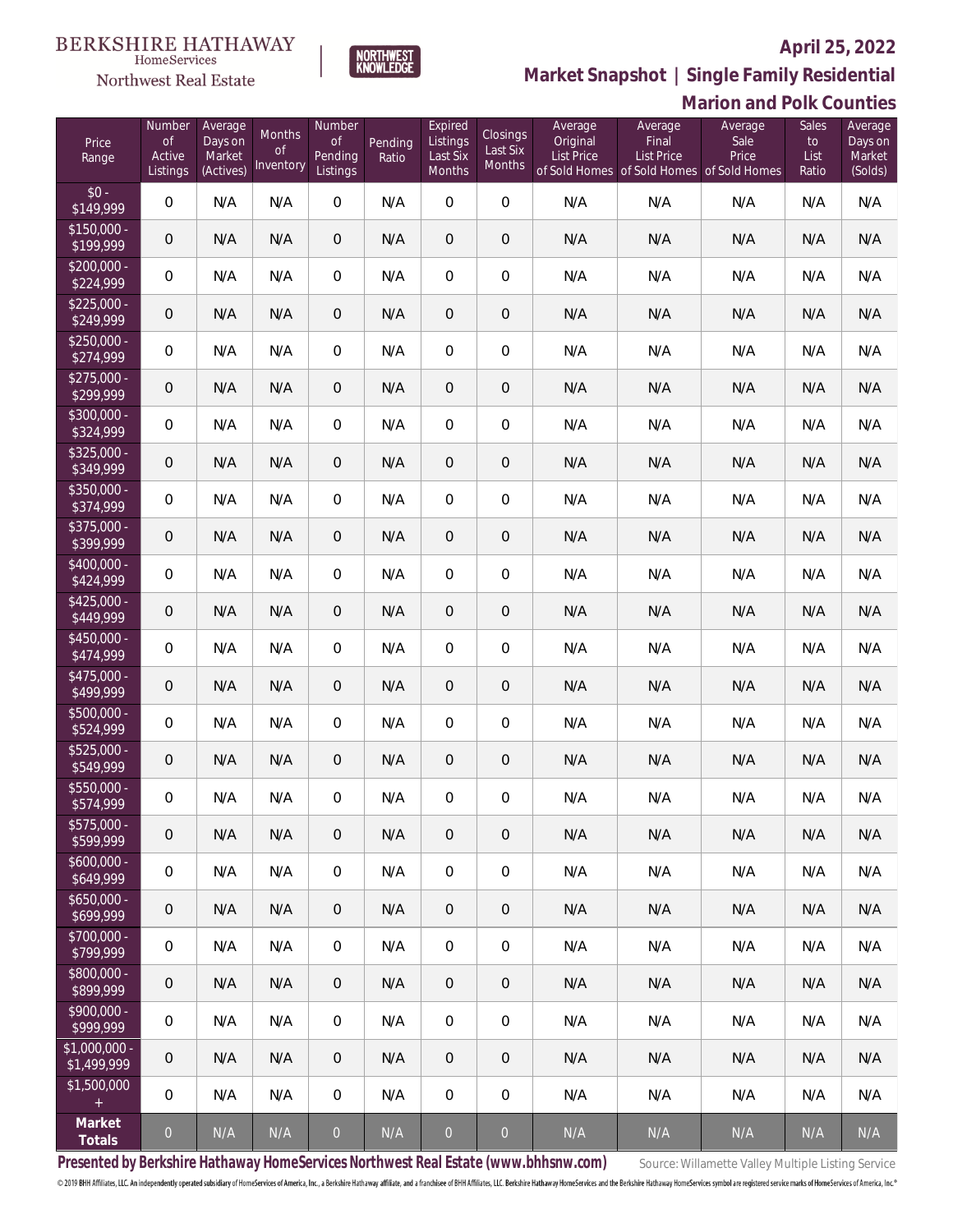BERKSHIRE HATHAWAY HomeServices Northwest Real Estate

NORTHWEST KNOWLEDGE

## April 25, 2022

## Market Snapshot | Single Family Residential

## Marion and Polk Counties

| Price Range | Number of Active Listings | Average Days on Market (Actives) | Months of Inventory | Number of Pending Listings | Pending Ratio | Expired Listings Last Six Months | Closings Last Six Months | Average Original List Price of Sold Homes | Average Final List Price of Sold Homes | Average Sale Price of Sold Homes | Sales to List Ratio | Average Days on Market (Solds) |
|---|---|---|---|---|---|---|---|---|---|---|---|---|
| $0 - $149,999 | 0 | N/A | N/A | 0 | N/A | 0 | 0 | N/A | N/A | N/A | N/A | N/A |
| $150,000 - $199,999 | 0 | N/A | N/A | 0 | N/A | 0 | 0 | N/A | N/A | N/A | N/A | N/A |
| $200,000 - $224,999 | 0 | N/A | N/A | 0 | N/A | 0 | 0 | N/A | N/A | N/A | N/A | N/A |
| $225,000 - $249,999 | 0 | N/A | N/A | 0 | N/A | 0 | 0 | N/A | N/A | N/A | N/A | N/A |
| $250,000 - $274,999 | 0 | N/A | N/A | 0 | N/A | 0 | 0 | N/A | N/A | N/A | N/A | N/A |
| $275,000 - $299,999 | 0 | N/A | N/A | 0 | N/A | 0 | 0 | N/A | N/A | N/A | N/A | N/A |
| $300,000 - $324,999 | 0 | N/A | N/A | 0 | N/A | 0 | 0 | N/A | N/A | N/A | N/A | N/A |
| $325,000 - $349,999 | 0 | N/A | N/A | 0 | N/A | 0 | 0 | N/A | N/A | N/A | N/A | N/A |
| $350,000 - $374,999 | 0 | N/A | N/A | 0 | N/A | 0 | 0 | N/A | N/A | N/A | N/A | N/A |
| $375,000 - $399,999 | 0 | N/A | N/A | 0 | N/A | 0 | 0 | N/A | N/A | N/A | N/A | N/A |
| $400,000 - $424,999 | 0 | N/A | N/A | 0 | N/A | 0 | 0 | N/A | N/A | N/A | N/A | N/A |
| $425,000 - $449,999 | 0 | N/A | N/A | 0 | N/A | 0 | 0 | N/A | N/A | N/A | N/A | N/A |
| $450,000 - $474,999 | 0 | N/A | N/A | 0 | N/A | 0 | 0 | N/A | N/A | N/A | N/A | N/A |
| $475,000 - $499,999 | 0 | N/A | N/A | 0 | N/A | 0 | 0 | N/A | N/A | N/A | N/A | N/A |
| $500,000 - $524,999 | 0 | N/A | N/A | 0 | N/A | 0 | 0 | N/A | N/A | N/A | N/A | N/A |
| $525,000 - $549,999 | 0 | N/A | N/A | 0 | N/A | 0 | 0 | N/A | N/A | N/A | N/A | N/A |
| $550,000 - $574,999 | 0 | N/A | N/A | 0 | N/A | 0 | 0 | N/A | N/A | N/A | N/A | N/A |
| $575,000 - $599,999 | 0 | N/A | N/A | 0 | N/A | 0 | 0 | N/A | N/A | N/A | N/A | N/A |
| $600,000 - $649,999 | 0 | N/A | N/A | 0 | N/A | 0 | 0 | N/A | N/A | N/A | N/A | N/A |
| $650,000 - $699,999 | 0 | N/A | N/A | 0 | N/A | 0 | 0 | N/A | N/A | N/A | N/A | N/A |
| $700,000 - $799,999 | 0 | N/A | N/A | 0 | N/A | 0 | 0 | N/A | N/A | N/A | N/A | N/A |
| $800,000 - $899,999 | 0 | N/A | N/A | 0 | N/A | 0 | 0 | N/A | N/A | N/A | N/A | N/A |
| $900,000 - $999,999 | 0 | N/A | N/A | 0 | N/A | 0 | 0 | N/A | N/A | N/A | N/A | N/A |
| $1,000,000 - $1,499,999 | 0 | N/A | N/A | 0 | N/A | 0 | 0 | N/A | N/A | N/A | N/A | N/A |
| $1,500,000 + | 0 | N/A | N/A | 0 | N/A | 0 | 0 | N/A | N/A | N/A | N/A | N/A |
| **Market Totals** | 0 | N/A | N/A | 0 | N/A | 0 | 0 | N/A | N/A | N/A | N/A | N/A |

**Presented by Berkshire Hathaway HomeServices Northwest Real Estate (www.bhhsnw.com)** Source: Willamette Valley Multiple Listing Service

© 2019 BHH Affiliates, LLC. An independently operated subsidiary of HomeServices of America, Inc., a Berkshire Hathaway affiliate, and a franchisee of BHH Affiliates, LLC. Berkshire Hathaway HomeServices and the Berkshire Hathaway HomeServices symbol are registered service marks of HomeServices of America, Inc.®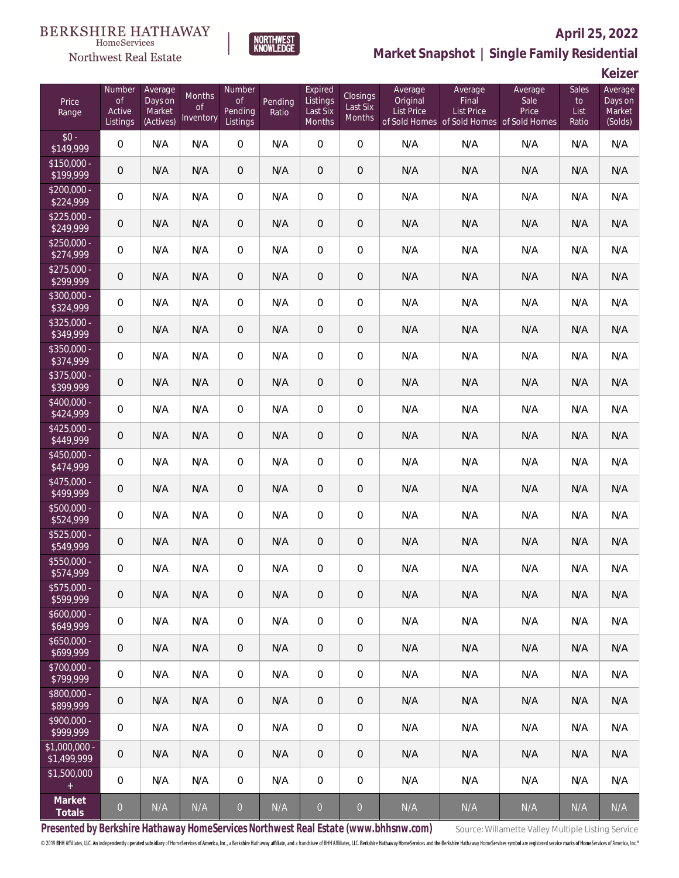BERKSHIRE HATHAWAY HomeServices Northwest Real Estate

NORTHWEST KNOWLEDGE

**April 25, 2022**

**Market Snapshot | Single Family Residential**

**Keizer**

| Price Range | Number of Active Listings | Average Days on Market (Actives) | Months of Inventory | Number of Pending Listings | Pending Ratio | Expired Listings Last Six Months | Closings Last Six Months | Average Original List Price of Sold Homes | Average Final List Price of Sold Homes | Average Sale Price of Sold Homes | Sales to List Ratio | Average Days on Market (Solds) |
|---|---|---|---|---|---|---|---|---|---|---|---|---|
| $0 - $149,999 | 0 | N/A | N/A | 0 | N/A | 0 | 0 | N/A | N/A | N/A | N/A | N/A |
| $150,000 - $199,999 | 0 | N/A | N/A | 0 | N/A | 0 | 0 | N/A | N/A | N/A | N/A | N/A |
| $200,000 - $224,999 | 0 | N/A | N/A | 0 | N/A | 0 | 0 | N/A | N/A | N/A | N/A | N/A |
| $225,000 - $249,999 | 0 | N/A | N/A | 0 | N/A | 0 | 0 | N/A | N/A | N/A | N/A | N/A |
| $250,000 - $274,999 | 0 | N/A | N/A | 0 | N/A | 0 | 0 | N/A | N/A | N/A | N/A | N/A |
| $275,000 - $299,999 | 0 | N/A | N/A | 0 | N/A | 0 | 0 | N/A | N/A | N/A | N/A | N/A |
| $300,000 - $324,999 | 0 | N/A | N/A | 0 | N/A | 0 | 0 | N/A | N/A | N/A | N/A | N/A |
| $325,000 - $349,999 | 0 | N/A | N/A | 0 | N/A | 0 | 0 | N/A | N/A | N/A | N/A | N/A |
| $350,000 - $374,999 | 0 | N/A | N/A | 0 | N/A | 0 | 0 | N/A | N/A | N/A | N/A | N/A |
| $375,000 - $399,999 | 0 | N/A | N/A | 0 | N/A | 0 | 0 | N/A | N/A | N/A | N/A | N/A |
| $400,000 - $424,999 | 0 | N/A | N/A | 0 | N/A | 0 | 0 | N/A | N/A | N/A | N/A | N/A |
| $425,000 - $449,999 | 0 | N/A | N/A | 0 | N/A | 0 | 0 | N/A | N/A | N/A | N/A | N/A |
| $450,000 - $474,999 | 0 | N/A | N/A | 0 | N/A | 0 | 0 | N/A | N/A | N/A | N/A | N/A |
| $475,000 - $499,999 | 0 | N/A | N/A | 0 | N/A | 0 | 0 | N/A | N/A | N/A | N/A | N/A |
| $500,000 - $524,999 | 0 | N/A | N/A | 0 | N/A | 0 | 0 | N/A | N/A | N/A | N/A | N/A |
| $525,000 - $549,999 | 0 | N/A | N/A | 0 | N/A | 0 | 0 | N/A | N/A | N/A | N/A | N/A |
| $550,000 - $574,999 | 0 | N/A | N/A | 0 | N/A | 0 | 0 | N/A | N/A | N/A | N/A | N/A |
| $575,000 - $599,999 | 0 | N/A | N/A | 0 | N/A | 0 | 0 | N/A | N/A | N/A | N/A | N/A |
| $600,000 - $649,999 | 0 | N/A | N/A | 0 | N/A | 0 | 0 | N/A | N/A | N/A | N/A | N/A |
| $650,000 - $699,999 | 0 | N/A | N/A | 0 | N/A | 0 | 0 | N/A | N/A | N/A | N/A | N/A |
| $700,000 - $799,999 | 0 | N/A | N/A | 0 | N/A | 0 | 0 | N/A | N/A | N/A | N/A | N/A |
| $800,000 - $899,999 | 0 | N/A | N/A | 0 | N/A | 0 | 0 | N/A | N/A | N/A | N/A | N/A |
| $900,000 - $999,999 | 0 | N/A | N/A | 0 | N/A | 0 | 0 | N/A | N/A | N/A | N/A | N/A |
| $1,000,000 - $1,499,999 | 0 | N/A | N/A | 0 | N/A | 0 | 0 | N/A | N/A | N/A | N/A | N/A |
| $1,500,000 + | 0 | N/A | N/A | 0 | N/A | 0 | 0 | N/A | N/A | N/A | N/A | N/A |
| **Market Totals** | 0 | N/A | N/A | 0 | N/A | 0 | 0 | N/A | N/A | N/A | N/A | N/A |

**Presented by Berkshire Hathaway HomeServices Northwest Real Estate (www.bhhsnw.com)**

Source: Willamette Valley Multiple Listing Service

© 2019 BHH Affiliates, LLC. An independently operated subsidiary of HomeServices of America, Inc., a Berkshire Hathaway affiliate, and a franchisee of BHH Affiliates, LLC. Berkshire Hathaway HomeServices and the Berkshire Hathaway HomeServices symbol are registered service marks of HomeServices of America, Inc.®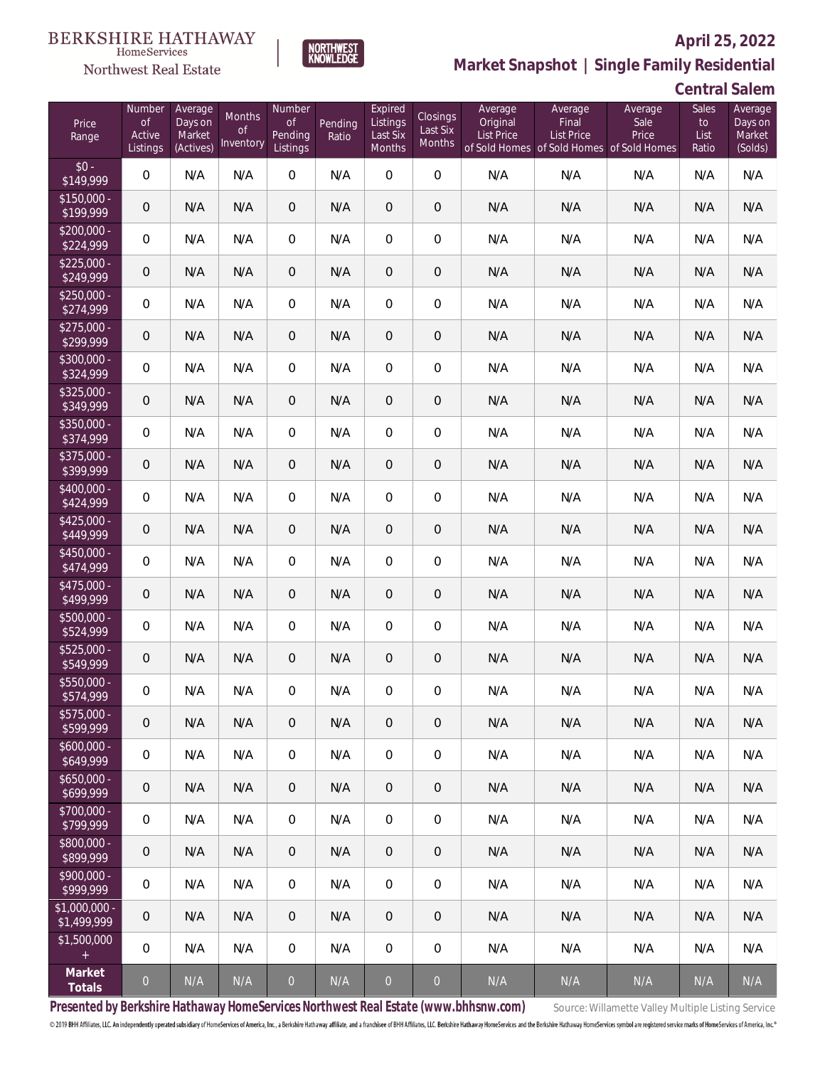BERKSHIRE HATHAWAY HomeServices Northwest Real Estate | NORTHWEST KNOWLEDGE

## April 25, 2022

## Market Snapshot | Single Family Residential

## Central Salem

| Price Range | Number of Active Listings | Average Days on Market (Actives) | Months of Inventory | Number of Pending Listings | Pending Ratio | Expired Listings Last Six Months | Closings Last Six Months | Average Original List Price of Sold Homes | Average Final List Price of Sold Homes | Average Sale Price of Sold Homes | Sales to List Ratio | Average Days on Market (Solds) |
|---|---|---|---|---|---|---|---|---|---|---|---|---|
| $0 - $149,999 | 0 | N/A | N/A | 0 | N/A | 0 | 0 | N/A | N/A | N/A | N/A | N/A |
| $150,000 - $199,999 | 0 | N/A | N/A | 0 | N/A | 0 | 0 | N/A | N/A | N/A | N/A | N/A |
| $200,000 - $224,999 | 0 | N/A | N/A | 0 | N/A | 0 | 0 | N/A | N/A | N/A | N/A | N/A |
| $225,000 - $249,999 | 0 | N/A | N/A | 0 | N/A | 0 | 0 | N/A | N/A | N/A | N/A | N/A |
| $250,000 - $274,999 | 0 | N/A | N/A | 0 | N/A | 0 | 0 | N/A | N/A | N/A | N/A | N/A |
| $275,000 - $299,999 | 0 | N/A | N/A | 0 | N/A | 0 | 0 | N/A | N/A | N/A | N/A | N/A |
| $300,000 - $324,999 | 0 | N/A | N/A | 0 | N/A | 0 | 0 | N/A | N/A | N/A | N/A | N/A |
| $325,000 - $349,999 | 0 | N/A | N/A | 0 | N/A | 0 | 0 | N/A | N/A | N/A | N/A | N/A |
| $350,000 - $374,999 | 0 | N/A | N/A | 0 | N/A | 0 | 0 | N/A | N/A | N/A | N/A | N/A |
| $375,000 - $399,999 | 0 | N/A | N/A | 0 | N/A | 0 | 0 | N/A | N/A | N/A | N/A | N/A |
| $400,000 - $424,999 | 0 | N/A | N/A | 0 | N/A | 0 | 0 | N/A | N/A | N/A | N/A | N/A |
| $425,000 - $449,999 | 0 | N/A | N/A | 0 | N/A | 0 | 0 | N/A | N/A | N/A | N/A | N/A |
| $450,000 - $474,999 | 0 | N/A | N/A | 0 | N/A | 0 | 0 | N/A | N/A | N/A | N/A | N/A |
| $475,000 - $499,999 | 0 | N/A | N/A | 0 | N/A | 0 | 0 | N/A | N/A | N/A | N/A | N/A |
| $500,000 - $524,999 | 0 | N/A | N/A | 0 | N/A | 0 | 0 | N/A | N/A | N/A | N/A | N/A |
| $525,000 - $549,999 | 0 | N/A | N/A | 0 | N/A | 0 | 0 | N/A | N/A | N/A | N/A | N/A |
| $550,000 - $574,999 | 0 | N/A | N/A | 0 | N/A | 0 | 0 | N/A | N/A | N/A | N/A | N/A |
| $575,000 - $599,999 | 0 | N/A | N/A | 0 | N/A | 0 | 0 | N/A | N/A | N/A | N/A | N/A |
| $600,000 - $649,999 | 0 | N/A | N/A | 0 | N/A | 0 | 0 | N/A | N/A | N/A | N/A | N/A |
| $650,000 - $699,999 | 0 | N/A | N/A | 0 | N/A | 0 | 0 | N/A | N/A | N/A | N/A | N/A |
| $700,000 - $799,999 | 0 | N/A | N/A | 0 | N/A | 0 | 0 | N/A | N/A | N/A | N/A | N/A |
| $800,000 - $899,999 | 0 | N/A | N/A | 0 | N/A | 0 | 0 | N/A | N/A | N/A | N/A | N/A |
| $900,000 - $999,999 | 0 | N/A | N/A | 0 | N/A | 0 | 0 | N/A | N/A | N/A | N/A | N/A |
| $1,000,000 - $1,499,999 | 0 | N/A | N/A | 0 | N/A | 0 | 0 | N/A | N/A | N/A | N/A | N/A |
| $1,500,000 + | 0 | N/A | N/A | 0 | N/A | 0 | 0 | N/A | N/A | N/A | N/A | N/A |
| **Market Totals** | 0 | N/A | N/A | 0 | N/A | 0 | 0 | N/A | N/A | N/A | N/A | N/A |

**Presented by Berkshire Hathaway HomeServices Northwest Real Estate (www.bhhsnw.com)**

Source: Willamette Valley Multiple Listing Service

© 2019 BHH Affiliates, LLC. An independently operated subsidiary of HomeServices of America, Inc., a Berkshire Hathaway affiliate, and a franchisee of BHH Affiliates, LLC. Berkshire Hathaway HomeServices and the Berkshire Hathaway HomeServices symbol are registered service marks of HomeServices of America, Inc.®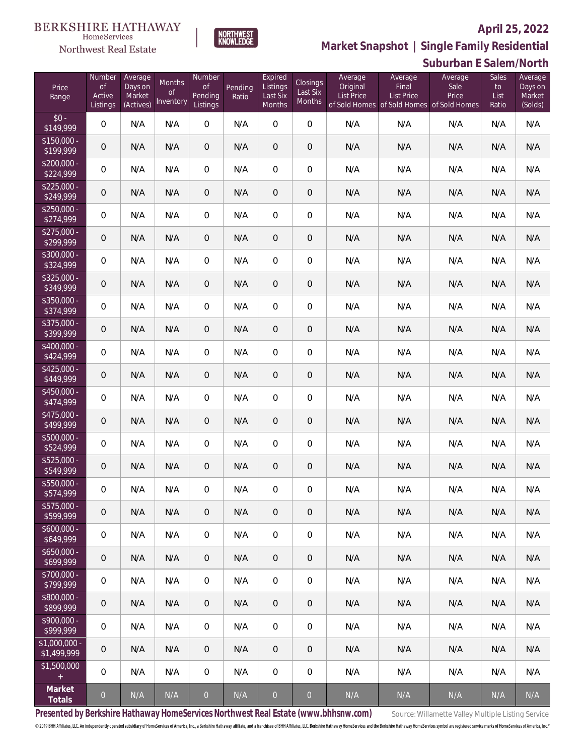BERKSHIRE HATHAWAY HomeServices Northwest Real Estate

NORTHWEST KNOWLEDGE

## April 25, 2022

## Market Snapshot | Single Family Residential

## Suburban E Salem/North

| Price Range | Number of Active Listings | Average Days on Market (Actives) | Months of Inventory | Number of Pending Listings | Pending Ratio | Expired Listings Last Six Months | Closings Last Six Months | Average Original List Price of Sold Homes | Average Final List Price of Sold Homes | Average Sale Price of Sold Homes | Sales to List Ratio | Average Days on Market (Solds) |
|---|---|---|---|---|---|---|---|---|---|---|---|---|
| $0 - $149,999 | 0 | N/A | N/A | 0 | N/A | 0 | 0 | N/A | N/A | N/A | N/A | N/A |
| $150,000 - $199,999 | 0 | N/A | N/A | 0 | N/A | 0 | 0 | N/A | N/A | N/A | N/A | N/A |
| $200,000 - $224,999 | 0 | N/A | N/A | 0 | N/A | 0 | 0 | N/A | N/A | N/A | N/A | N/A |
| $225,000 - $249,999 | 0 | N/A | N/A | 0 | N/A | 0 | 0 | N/A | N/A | N/A | N/A | N/A |
| $250,000 - $274,999 | 0 | N/A | N/A | 0 | N/A | 0 | 0 | N/A | N/A | N/A | N/A | N/A |
| $275,000 - $299,999 | 0 | N/A | N/A | 0 | N/A | 0 | 0 | N/A | N/A | N/A | N/A | N/A |
| $300,000 - $324,999 | 0 | N/A | N/A | 0 | N/A | 0 | 0 | N/A | N/A | N/A | N/A | N/A |
| $325,000 - $349,999 | 0 | N/A | N/A | 0 | N/A | 0 | 0 | N/A | N/A | N/A | N/A | N/A |
| $350,000 - $374,999 | 0 | N/A | N/A | 0 | N/A | 0 | 0 | N/A | N/A | N/A | N/A | N/A |
| $375,000 - $399,999 | 0 | N/A | N/A | 0 | N/A | 0 | 0 | N/A | N/A | N/A | N/A | N/A |
| $400,000 - $424,999 | 0 | N/A | N/A | 0 | N/A | 0 | 0 | N/A | N/A | N/A | N/A | N/A |
| $425,000 - $449,999 | 0 | N/A | N/A | 0 | N/A | 0 | 0 | N/A | N/A | N/A | N/A | N/A |
| $450,000 - $474,999 | 0 | N/A | N/A | 0 | N/A | 0 | 0 | N/A | N/A | N/A | N/A | N/A |
| $475,000 - $499,999 | 0 | N/A | N/A | 0 | N/A | 0 | 0 | N/A | N/A | N/A | N/A | N/A |
| $500,000 - $524,999 | 0 | N/A | N/A | 0 | N/A | 0 | 0 | N/A | N/A | N/A | N/A | N/A |
| $525,000 - $549,999 | 0 | N/A | N/A | 0 | N/A | 0 | 0 | N/A | N/A | N/A | N/A | N/A |
| $550,000 - $574,999 | 0 | N/A | N/A | 0 | N/A | 0 | 0 | N/A | N/A | N/A | N/A | N/A |
| $575,000 - $599,999 | 0 | N/A | N/A | 0 | N/A | 0 | 0 | N/A | N/A | N/A | N/A | N/A |
| $600,000 - $649,999 | 0 | N/A | N/A | 0 | N/A | 0 | 0 | N/A | N/A | N/A | N/A | N/A |
| $650,000 - $699,999 | 0 | N/A | N/A | 0 | N/A | 0 | 0 | N/A | N/A | N/A | N/A | N/A |
| $700,000 - $799,999 | 0 | N/A | N/A | 0 | N/A | 0 | 0 | N/A | N/A | N/A | N/A | N/A |
| $800,000 - $899,999 | 0 | N/A | N/A | 0 | N/A | 0 | 0 | N/A | N/A | N/A | N/A | N/A |
| $900,000 - $999,999 | 0 | N/A | N/A | 0 | N/A | 0 | 0 | N/A | N/A | N/A | N/A | N/A |
| $1,000,000 - $1,499,999 | 0 | N/A | N/A | 0 | N/A | 0 | 0 | N/A | N/A | N/A | N/A | N/A |
| $1,500,000 + | 0 | N/A | N/A | 0 | N/A | 0 | 0 | N/A | N/A | N/A | N/A | N/A |
| **Market Totals** | 0 | N/A | N/A | 0 | N/A | 0 | 0 | N/A | N/A | N/A | N/A | N/A |

**Presented by Berkshire Hathaway HomeServices Northwest Real Estate (www.bhhsnw.com)** Source: Willamette Valley Multiple Listing Service

© 2019 BHH Affiliates, LLC. An independently operated subsidiary of HomeServices of America, Inc., a Berkshire Hathaway affiliate, and a franchisee of BHH Affiliates, LLC. Berkshire Hathaway HomeServices and the Berkshire Hathaway HomeServices symbol are registered service marks of HomeServices of America, Inc.®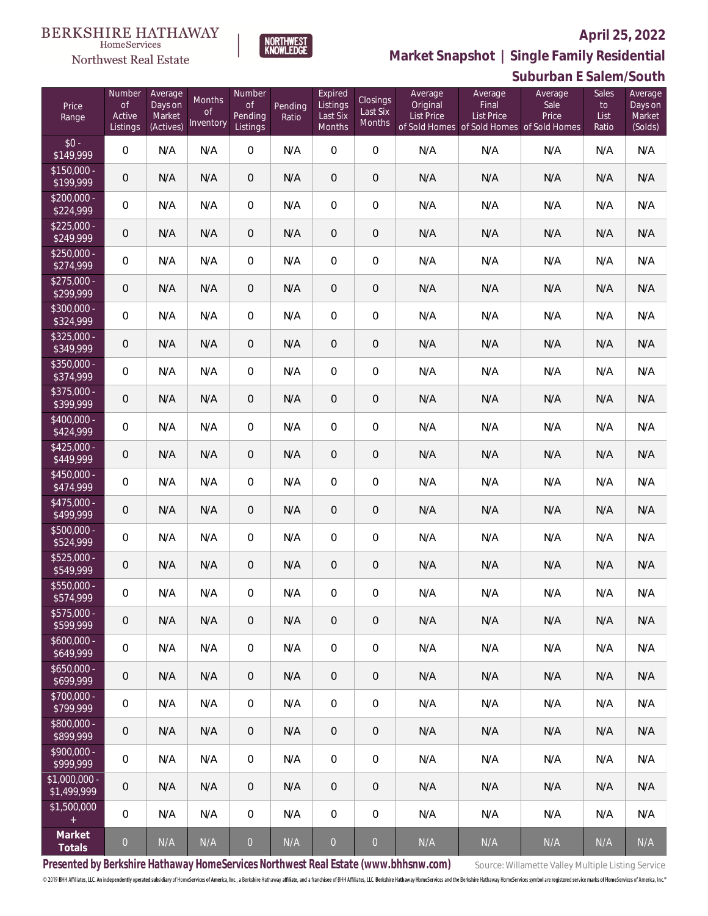BERKSHIRE HATHAWAY HomeServices Northwest Real Estate

NORTHWEST KNOWLEDGE

**April 25, 2022**

## Market Snapshot | Single Family Residential

### Suburban E Salem/South

| Price Range | Number of Active Listings | Average Days on Market (Actives) | Months of Inventory | Number of Pending Listings | Pending Ratio | Expired Listings Last Six Months | Closings Last Six Months | Average Original List Price of Sold Homes | Average Final List Price of Sold Homes | Average Sale Price of Sold Homes | Sales to List Ratio | Average Days on Market (Solds) |
|---|---|---|---|---|---|---|---|---|---|---|---|---|
| $0 - $149,999 | 0 | N/A | N/A | 0 | N/A | 0 | 0 | N/A | N/A | N/A | N/A | N/A |
| $150,000 - $199,999 | 0 | N/A | N/A | 0 | N/A | 0 | 0 | N/A | N/A | N/A | N/A | N/A |
| $200,000 - $224,999 | 0 | N/A | N/A | 0 | N/A | 0 | 0 | N/A | N/A | N/A | N/A | N/A |
| $225,000 - $249,999 | 0 | N/A | N/A | 0 | N/A | 0 | 0 | N/A | N/A | N/A | N/A | N/A |
| $250,000 - $274,999 | 0 | N/A | N/A | 0 | N/A | 0 | 0 | N/A | N/A | N/A | N/A | N/A |
| $275,000 - $299,999 | 0 | N/A | N/A | 0 | N/A | 0 | 0 | N/A | N/A | N/A | N/A | N/A |
| $300,000 - $324,999 | 0 | N/A | N/A | 0 | N/A | 0 | 0 | N/A | N/A | N/A | N/A | N/A |
| $325,000 - $349,999 | 0 | N/A | N/A | 0 | N/A | 0 | 0 | N/A | N/A | N/A | N/A | N/A |
| $350,000 - $374,999 | 0 | N/A | N/A | 0 | N/A | 0 | 0 | N/A | N/A | N/A | N/A | N/A |
| $375,000 - $399,999 | 0 | N/A | N/A | 0 | N/A | 0 | 0 | N/A | N/A | N/A | N/A | N/A |
| $400,000 - $424,999 | 0 | N/A | N/A | 0 | N/A | 0 | 0 | N/A | N/A | N/A | N/A | N/A |
| $425,000 - $449,999 | 0 | N/A | N/A | 0 | N/A | 0 | 0 | N/A | N/A | N/A | N/A | N/A |
| $450,000 - $474,999 | 0 | N/A | N/A | 0 | N/A | 0 | 0 | N/A | N/A | N/A | N/A | N/A |
| $475,000 - $499,999 | 0 | N/A | N/A | 0 | N/A | 0 | 0 | N/A | N/A | N/A | N/A | N/A |
| $500,000 - $524,999 | 0 | N/A | N/A | 0 | N/A | 0 | 0 | N/A | N/A | N/A | N/A | N/A |
| $525,000 - $549,999 | 0 | N/A | N/A | 0 | N/A | 0 | 0 | N/A | N/A | N/A | N/A | N/A |
| $550,000 - $574,999 | 0 | N/A | N/A | 0 | N/A | 0 | 0 | N/A | N/A | N/A | N/A | N/A |
| $575,000 - $599,999 | 0 | N/A | N/A | 0 | N/A | 0 | 0 | N/A | N/A | N/A | N/A | N/A |
| $600,000 - $649,999 | 0 | N/A | N/A | 0 | N/A | 0 | 0 | N/A | N/A | N/A | N/A | N/A |
| $650,000 - $699,999 | 0 | N/A | N/A | 0 | N/A | 0 | 0 | N/A | N/A | N/A | N/A | N/A |
| $700,000 - $799,999 | 0 | N/A | N/A | 0 | N/A | 0 | 0 | N/A | N/A | N/A | N/A | N/A |
| $800,000 - $899,999 | 0 | N/A | N/A | 0 | N/A | 0 | 0 | N/A | N/A | N/A | N/A | N/A |
| $900,000 - $999,999 | 0 | N/A | N/A | 0 | N/A | 0 | 0 | N/A | N/A | N/A | N/A | N/A |
| $1,000,000 - $1,499,999 | 0 | N/A | N/A | 0 | N/A | 0 | 0 | N/A | N/A | N/A | N/A | N/A |
| $1,500,000 + | 0 | N/A | N/A | 0 | N/A | 0 | 0 | N/A | N/A | N/A | N/A | N/A |
| **Market Totals** | 0 | N/A | N/A | 0 | N/A | 0 | 0 | N/A | N/A | N/A | N/A | N/A |

**Presented by Berkshire Hathaway HomeServices Northwest Real Estate (www.bhhsnw.com)** Source: Willamette Valley Multiple Listing Service

© 2019 BHH Affiliates, LLC. An independently operated subsidiary of HomeServices of America, Inc., a Berkshire Hathaway affiliate, and a franchisee of BHH Affiliates, LLC. Berkshire Hathaway HomeServices and the Berkshire Hathaway HomeServices symbol are registered service marks of HomeServices of America, Inc.®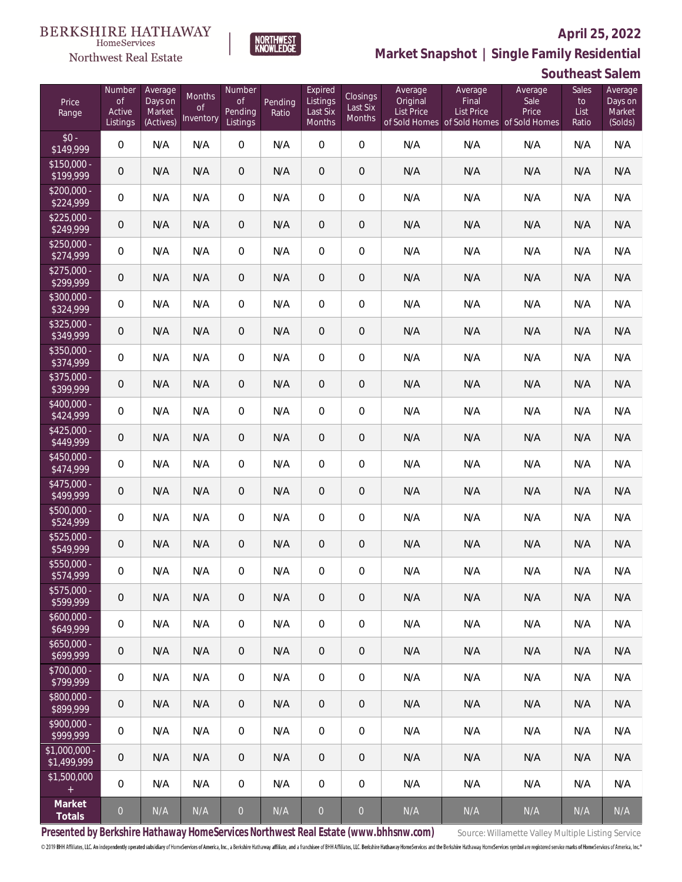BERKSHIRE HATHAWAY HomeServices Northwest Real Estate

NORTHWEST KNOWLEDGE

**April 25, 2022**

## Market Snapshot | Single Family Residential

### Southeast Salem

| Price Range | Number of Active Listings | Average Days on Market (Actives) | Months of Inventory | Number of Pending Listings | Pending Ratio | Expired Listings Last Six Months | Closings Last Six Months | Average Original List Price of Sold Homes | Average Final List Price of Sold Homes | Average Sale Price of Sold Homes | Sales to List Ratio | Average Days on Market (Solds) |
|---|---|---|---|---|---|---|---|---|---|---|---|---|
| $0 - $149,999 | 0 | N/A | N/A | 0 | N/A | 0 | 0 | N/A | N/A | N/A | N/A | N/A |
| $150,000 - $199,999 | 0 | N/A | N/A | 0 | N/A | 0 | 0 | N/A | N/A | N/A | N/A | N/A |
| $200,000 - $224,999 | 0 | N/A | N/A | 0 | N/A | 0 | 0 | N/A | N/A | N/A | N/A | N/A |
| $225,000 - $249,999 | 0 | N/A | N/A | 0 | N/A | 0 | 0 | N/A | N/A | N/A | N/A | N/A |
| $250,000 - $274,999 | 0 | N/A | N/A | 0 | N/A | 0 | 0 | N/A | N/A | N/A | N/A | N/A |
| $275,000 - $299,999 | 0 | N/A | N/A | 0 | N/A | 0 | 0 | N/A | N/A | N/A | N/A | N/A |
| $300,000 - $324,999 | 0 | N/A | N/A | 0 | N/A | 0 | 0 | N/A | N/A | N/A | N/A | N/A |
| $325,000 - $349,999 | 0 | N/A | N/A | 0 | N/A | 0 | 0 | N/A | N/A | N/A | N/A | N/A |
| $350,000 - $374,999 | 0 | N/A | N/A | 0 | N/A | 0 | 0 | N/A | N/A | N/A | N/A | N/A |
| $375,000 - $399,999 | 0 | N/A | N/A | 0 | N/A | 0 | 0 | N/A | N/A | N/A | N/A | N/A |
| $400,000 - $424,999 | 0 | N/A | N/A | 0 | N/A | 0 | 0 | N/A | N/A | N/A | N/A | N/A |
| $425,000 - $449,999 | 0 | N/A | N/A | 0 | N/A | 0 | 0 | N/A | N/A | N/A | N/A | N/A |
| $450,000 - $474,999 | 0 | N/A | N/A | 0 | N/A | 0 | 0 | N/A | N/A | N/A | N/A | N/A |
| $475,000 - $499,999 | 0 | N/A | N/A | 0 | N/A | 0 | 0 | N/A | N/A | N/A | N/A | N/A |
| $500,000 - $524,999 | 0 | N/A | N/A | 0 | N/A | 0 | 0 | N/A | N/A | N/A | N/A | N/A |
| $525,000 - $549,999 | 0 | N/A | N/A | 0 | N/A | 0 | 0 | N/A | N/A | N/A | N/A | N/A |
| $550,000 - $574,999 | 0 | N/A | N/A | 0 | N/A | 0 | 0 | N/A | N/A | N/A | N/A | N/A |
| $575,000 - $599,999 | 0 | N/A | N/A | 0 | N/A | 0 | 0 | N/A | N/A | N/A | N/A | N/A |
| $600,000 - $649,999 | 0 | N/A | N/A | 0 | N/A | 0 | 0 | N/A | N/A | N/A | N/A | N/A |
| $650,000 - $699,999 | 0 | N/A | N/A | 0 | N/A | 0 | 0 | N/A | N/A | N/A | N/A | N/A |
| $700,000 - $799,999 | 0 | N/A | N/A | 0 | N/A | 0 | 0 | N/A | N/A | N/A | N/A | N/A |
| $800,000 - $899,999 | 0 | N/A | N/A | 0 | N/A | 0 | 0 | N/A | N/A | N/A | N/A | N/A |
| $900,000 - $999,999 | 0 | N/A | N/A | 0 | N/A | 0 | 0 | N/A | N/A | N/A | N/A | N/A |
| $1,000,000 - $1,499,999 | 0 | N/A | N/A | 0 | N/A | 0 | 0 | N/A | N/A | N/A | N/A | N/A |
| $1,500,000 + | 0 | N/A | N/A | 0 | N/A | 0 | 0 | N/A | N/A | N/A | N/A | N/A |
| **Market Totals** | 0 | N/A | N/A | 0 | N/A | 0 | 0 | N/A | N/A | N/A | N/A | N/A |

**Presented by Berkshire Hathaway HomeServices Northwest Real Estate (www.bhhsnw.com)**

Source: Willamette Valley Multiple Listing Service

© 2019 BHH Affiliates, LLC. An independently operated subsidiary of HomeServices of America, Inc., a Berkshire Hathaway affiliate, and a franchisee of BHH Affiliates, LLC. Berkshire Hathaway HomeServices and the Berkshire Hathaway HomeServices symbol are registered service marks of HomeServices of America, Inc.®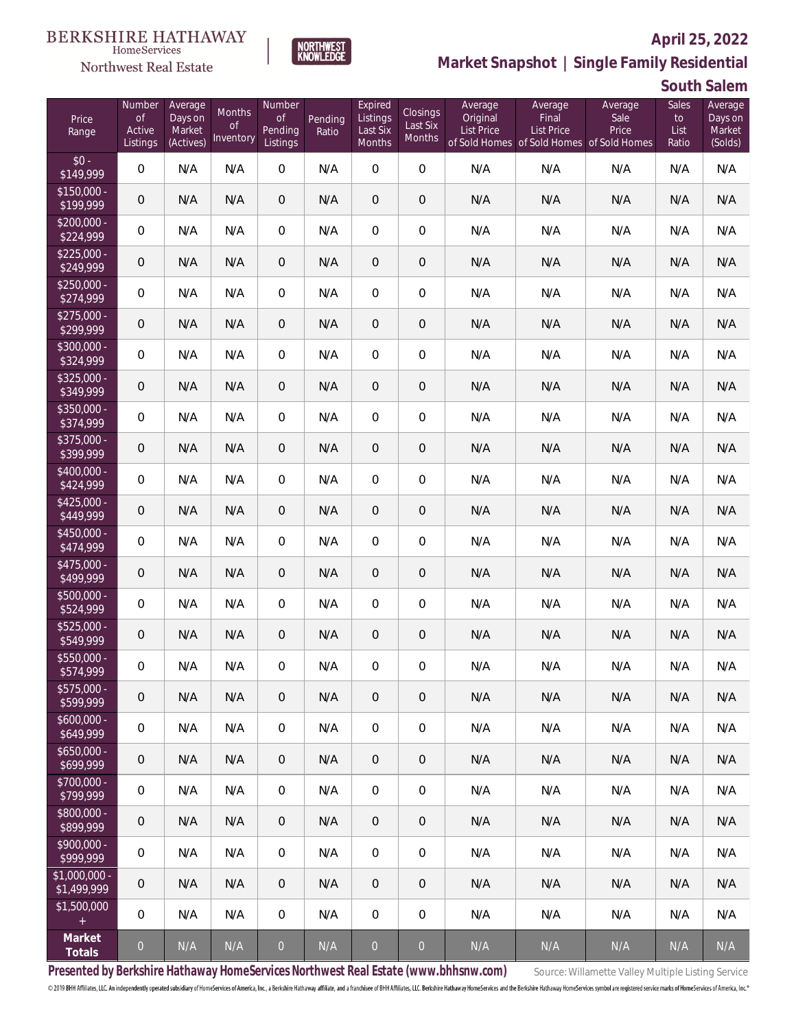April 25, 2022

## Market Snapshot | Single Family Residential

### South Salem

| Price Range | Number of Active Listings | Average Days on Market (Actives) | Months of Inventory | Number of Pending Listings | Pending Ratio | Expired Listings Last Six Months | Closings Last Six Months | Average Original List Price of Sold Homes | Average Final List Price of Sold Homes | Average Sale Price of Sold Homes | Sales to List Ratio | Average Days on Market (Solds) |
|---|---|---|---|---|---|---|---|---|---|---|---|---|
| $0 - $149,999 | 0 | N/A | N/A | 0 | N/A | 0 | 0 | N/A | N/A | N/A | N/A | N/A |
| $150,000 - $199,999 | 0 | N/A | N/A | 0 | N/A | 0 | 0 | N/A | N/A | N/A | N/A | N/A |
| $200,000 - $224,999 | 0 | N/A | N/A | 0 | N/A | 0 | 0 | N/A | N/A | N/A | N/A | N/A |
| $225,000 - $249,999 | 0 | N/A | N/A | 0 | N/A | 0 | 0 | N/A | N/A | N/A | N/A | N/A |
| $250,000 - $274,999 | 0 | N/A | N/A | 0 | N/A | 0 | 0 | N/A | N/A | N/A | N/A | N/A |
| $275,000 - $299,999 | 0 | N/A | N/A | 0 | N/A | 0 | 0 | N/A | N/A | N/A | N/A | N/A |
| $300,000 - $324,999 | 0 | N/A | N/A | 0 | N/A | 0 | 0 | N/A | N/A | N/A | N/A | N/A |
| $325,000 - $349,999 | 0 | N/A | N/A | 0 | N/A | 0 | 0 | N/A | N/A | N/A | N/A | N/A |
| $350,000 - $374,999 | 0 | N/A | N/A | 0 | N/A | 0 | 0 | N/A | N/A | N/A | N/A | N/A |
| $375,000 - $399,999 | 0 | N/A | N/A | 0 | N/A | 0 | 0 | N/A | N/A | N/A | N/A | N/A |
| $400,000 - $424,999 | 0 | N/A | N/A | 0 | N/A | 0 | 0 | N/A | N/A | N/A | N/A | N/A |
| $425,000 - $449,999 | 0 | N/A | N/A | 0 | N/A | 0 | 0 | N/A | N/A | N/A | N/A | N/A |
| $450,000 - $474,999 | 0 | N/A | N/A | 0 | N/A | 0 | 0 | N/A | N/A | N/A | N/A | N/A |
| $475,000 - $499,999 | 0 | N/A | N/A | 0 | N/A | 0 | 0 | N/A | N/A | N/A | N/A | N/A |
| $500,000 - $524,999 | 0 | N/A | N/A | 0 | N/A | 0 | 0 | N/A | N/A | N/A | N/A | N/A |
| $525,000 - $549,999 | 0 | N/A | N/A | 0 | N/A | 0 | 0 | N/A | N/A | N/A | N/A | N/A |
| $550,000 - $574,999 | 0 | N/A | N/A | 0 | N/A | 0 | 0 | N/A | N/A | N/A | N/A | N/A |
| $575,000 - $599,999 | 0 | N/A | N/A | 0 | N/A | 0 | 0 | N/A | N/A | N/A | N/A | N/A |
| $600,000 - $649,999 | 0 | N/A | N/A | 0 | N/A | 0 | 0 | N/A | N/A | N/A | N/A | N/A |
| $650,000 - $699,999 | 0 | N/A | N/A | 0 | N/A | 0 | 0 | N/A | N/A | N/A | N/A | N/A |
| $700,000 - $799,999 | 0 | N/A | N/A | 0 | N/A | 0 | 0 | N/A | N/A | N/A | N/A | N/A |
| $800,000 - $899,999 | 0 | N/A | N/A | 0 | N/A | 0 | 0 | N/A | N/A | N/A | N/A | N/A |
| $900,000 - $999,999 | 0 | N/A | N/A | 0 | N/A | 0 | 0 | N/A | N/A | N/A | N/A | N/A |
| $1,000,000 - $1,499,999 | 0 | N/A | N/A | 0 | N/A | 0 | 0 | N/A | N/A | N/A | N/A | N/A |
| $1,500,000 + | 0 | N/A | N/A | 0 | N/A | 0 | 0 | N/A | N/A | N/A | N/A | N/A |
| **Market Totals** | 0 | N/A | N/A | 0 | N/A | 0 | 0 | N/A | N/A | N/A | N/A | N/A |

**Presented by Berkshire Hathaway HomeServices Northwest Real Estate (www.bhhsnw.com)**

Source: Willamette Valley Multiple Listing Service

© 2019 BHH Affiliates, LLC. An independently operated subsidiary of HomeServices of America, Inc., a Berkshire Hathaway affiliate, and a franchisee of BHH Affiliates, LLC. Berkshire Hathaway HomeServices and the Berkshire Hathaway HomeServices symbol are registered service marks of HomeServices of America, Inc.®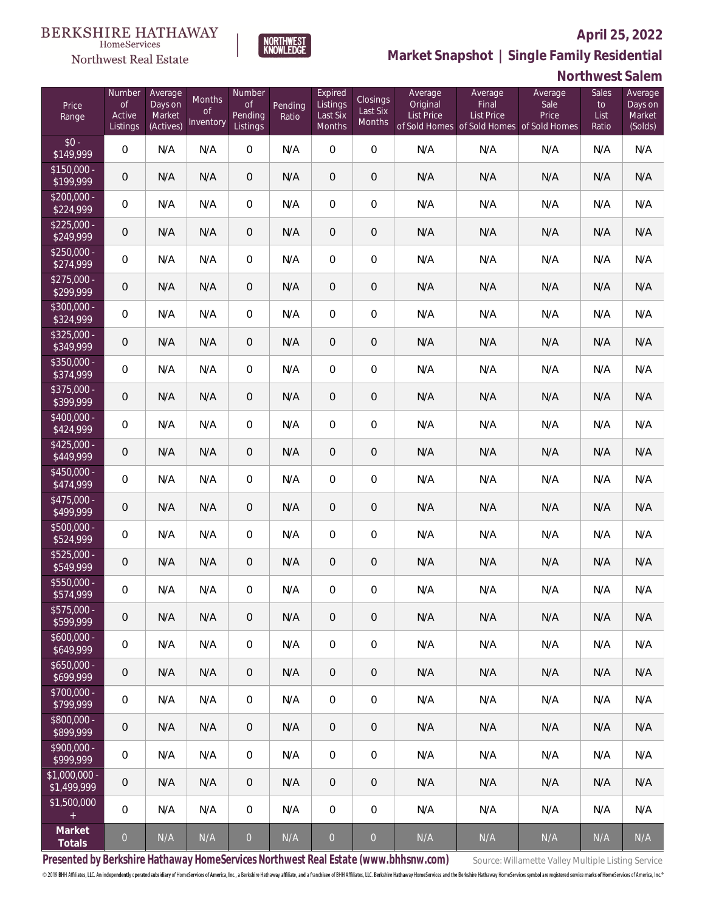BERKSHIRE HATHAWAY HomeServices Northwest Real Estate | NORTHWEST KNOWLEDGE

**April 25, 2022**

## Market Snapshot | Single Family Residential

### Northwest Salem

| Price Range | Number of Active Listings | Average Days on Market (Actives) | Months of Inventory | Number of Pending Listings | Pending Ratio | Expired Listings Last Six Months | Closings Last Six Months | Average Original List Price of Sold Homes | Average Final List Price of Sold Homes | Average Sale Price of Sold Homes | Sales to List Ratio | Average Days on Market (Solds) |
|---|---|---|---|---|---|---|---|---|---|---|---|---|
| $0 - $149,999 | 0 | N/A | N/A | 0 | N/A | 0 | 0 | N/A | N/A | N/A | N/A | N/A |
| $150,000 - $199,999 | 0 | N/A | N/A | 0 | N/A | 0 | 0 | N/A | N/A | N/A | N/A | N/A |
| $200,000 - $224,999 | 0 | N/A | N/A | 0 | N/A | 0 | 0 | N/A | N/A | N/A | N/A | N/A |
| $225,000 - $249,999 | 0 | N/A | N/A | 0 | N/A | 0 | 0 | N/A | N/A | N/A | N/A | N/A |
| $250,000 - $274,999 | 0 | N/A | N/A | 0 | N/A | 0 | 0 | N/A | N/A | N/A | N/A | N/A |
| $275,000 - $299,999 | 0 | N/A | N/A | 0 | N/A | 0 | 0 | N/A | N/A | N/A | N/A | N/A |
| $300,000 - $324,999 | 0 | N/A | N/A | 0 | N/A | 0 | 0 | N/A | N/A | N/A | N/A | N/A |
| $325,000 - $349,999 | 0 | N/A | N/A | 0 | N/A | 0 | 0 | N/A | N/A | N/A | N/A | N/A |
| $350,000 - $374,999 | 0 | N/A | N/A | 0 | N/A | 0 | 0 | N/A | N/A | N/A | N/A | N/A |
| $375,000 - $399,999 | 0 | N/A | N/A | 0 | N/A | 0 | 0 | N/A | N/A | N/A | N/A | N/A |
| $400,000 - $424,999 | 0 | N/A | N/A | 0 | N/A | 0 | 0 | N/A | N/A | N/A | N/A | N/A |
| $425,000 - $449,999 | 0 | N/A | N/A | 0 | N/A | 0 | 0 | N/A | N/A | N/A | N/A | N/A |
| $450,000 - $474,999 | 0 | N/A | N/A | 0 | N/A | 0 | 0 | N/A | N/A | N/A | N/A | N/A |
| $475,000 - $499,999 | 0 | N/A | N/A | 0 | N/A | 0 | 0 | N/A | N/A | N/A | N/A | N/A |
| $500,000 - $524,999 | 0 | N/A | N/A | 0 | N/A | 0 | 0 | N/A | N/A | N/A | N/A | N/A |
| $525,000 - $549,999 | 0 | N/A | N/A | 0 | N/A | 0 | 0 | N/A | N/A | N/A | N/A | N/A |
| $550,000 - $574,999 | 0 | N/A | N/A | 0 | N/A | 0 | 0 | N/A | N/A | N/A | N/A | N/A |
| $575,000 - $599,999 | 0 | N/A | N/A | 0 | N/A | 0 | 0 | N/A | N/A | N/A | N/A | N/A |
| $600,000 - $649,999 | 0 | N/A | N/A | 0 | N/A | 0 | 0 | N/A | N/A | N/A | N/A | N/A |
| $650,000 - $699,999 | 0 | N/A | N/A | 0 | N/A | 0 | 0 | N/A | N/A | N/A | N/A | N/A |
| $700,000 - $799,999 | 0 | N/A | N/A | 0 | N/A | 0 | 0 | N/A | N/A | N/A | N/A | N/A |
| $800,000 - $899,999 | 0 | N/A | N/A | 0 | N/A | 0 | 0 | N/A | N/A | N/A | N/A | N/A |
| $900,000 - $999,999 | 0 | N/A | N/A | 0 | N/A | 0 | 0 | N/A | N/A | N/A | N/A | N/A |
| $1,000,000 - $1,499,999 | 0 | N/A | N/A | 0 | N/A | 0 | 0 | N/A | N/A | N/A | N/A | N/A |
| $1,500,000 + | 0 | N/A | N/A | 0 | N/A | 0 | 0 | N/A | N/A | N/A | N/A | N/A |
| **Market Totals** | 0 | N/A | N/A | 0 | N/A | 0 | 0 | N/A | N/A | N/A | N/A | N/A |

**Presented by Berkshire Hathaway HomeServices Northwest Real Estate (www.bhhsnw.com)** Source: Willamette Valley Multiple Listing Service

© 2019 BHH Affiliates, LLC. An independently operated subsidiary of HomeServices of America, Inc., a Berkshire Hathaway affiliate, and a franchisee of BHH Affiliates, LLC. Berkshire Hathaway HomeServices and the Berkshire Hathaway HomeServices symbol are registered service marks of HomeServices of America, Inc.®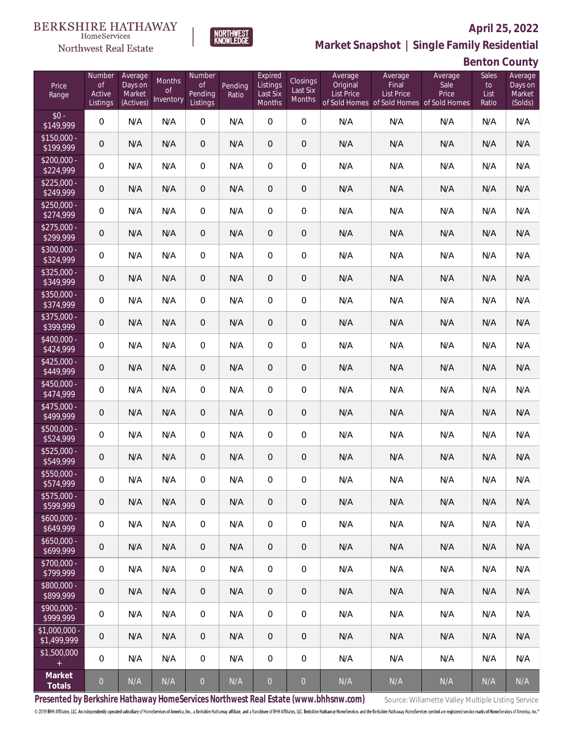BERKSHIRE HATHAWAY HomeServices Northwest Real Estate

NORTHWEST KNOWLEDGE

**April 25, 2022**

**Market Snapshot | Single Family Residential**

**Benton County**

| Price Range | Number of Active Listings | Average Days on Market (Actives) | Months of Inventory | Number of Pending Listings | Pending Ratio | Expired Listings Last Six Months | Closings Last Six Months | Average Original List Price of Sold Homes | Average Final List Price of Sold Homes | Average Sale Price of Sold Homes | Sales to List Ratio | Average Days on Market (Solds) |
|---|---|---|---|---|---|---|---|---|---|---|---|---|
| $0 - $149,999 | 0 | N/A | N/A | 0 | N/A | 0 | 0 | N/A | N/A | N/A | N/A | N/A |
| $150,000 - $199,999 | 0 | N/A | N/A | 0 | N/A | 0 | 0 | N/A | N/A | N/A | N/A | N/A |
| $200,000 - $224,999 | 0 | N/A | N/A | 0 | N/A | 0 | 0 | N/A | N/A | N/A | N/A | N/A |
| $225,000 - $249,999 | 0 | N/A | N/A | 0 | N/A | 0 | 0 | N/A | N/A | N/A | N/A | N/A |
| $250,000 - $274,999 | 0 | N/A | N/A | 0 | N/A | 0 | 0 | N/A | N/A | N/A | N/A | N/A |
| $275,000 - $299,999 | 0 | N/A | N/A | 0 | N/A | 0 | 0 | N/A | N/A | N/A | N/A | N/A |
| $300,000 - $324,999 | 0 | N/A | N/A | 0 | N/A | 0 | 0 | N/A | N/A | N/A | N/A | N/A |
| $325,000 - $349,999 | 0 | N/A | N/A | 0 | N/A | 0 | 0 | N/A | N/A | N/A | N/A | N/A |
| $350,000 - $374,999 | 0 | N/A | N/A | 0 | N/A | 0 | 0 | N/A | N/A | N/A | N/A | N/A |
| $375,000 - $399,999 | 0 | N/A | N/A | 0 | N/A | 0 | 0 | N/A | N/A | N/A | N/A | N/A |
| $400,000 - $424,999 | 0 | N/A | N/A | 0 | N/A | 0 | 0 | N/A | N/A | N/A | N/A | N/A |
| $425,000 - $449,999 | 0 | N/A | N/A | 0 | N/A | 0 | 0 | N/A | N/A | N/A | N/A | N/A |
| $450,000 - $474,999 | 0 | N/A | N/A | 0 | N/A | 0 | 0 | N/A | N/A | N/A | N/A | N/A |
| $475,000 - $499,999 | 0 | N/A | N/A | 0 | N/A | 0 | 0 | N/A | N/A | N/A | N/A | N/A |
| $500,000 - $524,999 | 0 | N/A | N/A | 0 | N/A | 0 | 0 | N/A | N/A | N/A | N/A | N/A |
| $525,000 - $549,999 | 0 | N/A | N/A | 0 | N/A | 0 | 0 | N/A | N/A | N/A | N/A | N/A |
| $550,000 - $574,999 | 0 | N/A | N/A | 0 | N/A | 0 | 0 | N/A | N/A | N/A | N/A | N/A |
| $575,000 - $599,999 | 0 | N/A | N/A | 0 | N/A | 0 | 0 | N/A | N/A | N/A | N/A | N/A |
| $600,000 - $649,999 | 0 | N/A | N/A | 0 | N/A | 0 | 0 | N/A | N/A | N/A | N/A | N/A |
| $650,000 - $699,999 | 0 | N/A | N/A | 0 | N/A | 0 | 0 | N/A | N/A | N/A | N/A | N/A |
| $700,000 - $799,999 | 0 | N/A | N/A | 0 | N/A | 0 | 0 | N/A | N/A | N/A | N/A | N/A |
| $800,000 - $899,999 | 0 | N/A | N/A | 0 | N/A | 0 | 0 | N/A | N/A | N/A | N/A | N/A |
| $900,000 - $999,999 | 0 | N/A | N/A | 0 | N/A | 0 | 0 | N/A | N/A | N/A | N/A | N/A |
| $1,000,000 - $1,499,999 | 0 | N/A | N/A | 0 | N/A | 0 | 0 | N/A | N/A | N/A | N/A | N/A |
| $1,500,000 + | 0 | N/A | N/A | 0 | N/A | 0 | 0 | N/A | N/A | N/A | N/A | N/A |
| **Market Totals** | 0 | N/A | N/A | 0 | N/A | 0 | 0 | N/A | N/A | N/A | N/A | N/A |

**Presented by Berkshire Hathaway HomeServices Northwest Real Estate (www.bhhsnw.com)**

Source: Willamette Valley Multiple Listing Service

© 2019 BHH Affiliates, LLC. An independently operated subsidiary of HomeServices of America, Inc., a Berkshire Hathaway affiliate, and a franchisee of BHH Affiliates, LLC. Berkshire Hathaway HomeServices and the Berkshire Hathaway HomeServices symbol are registered service marks of HomeServices of America, Inc.®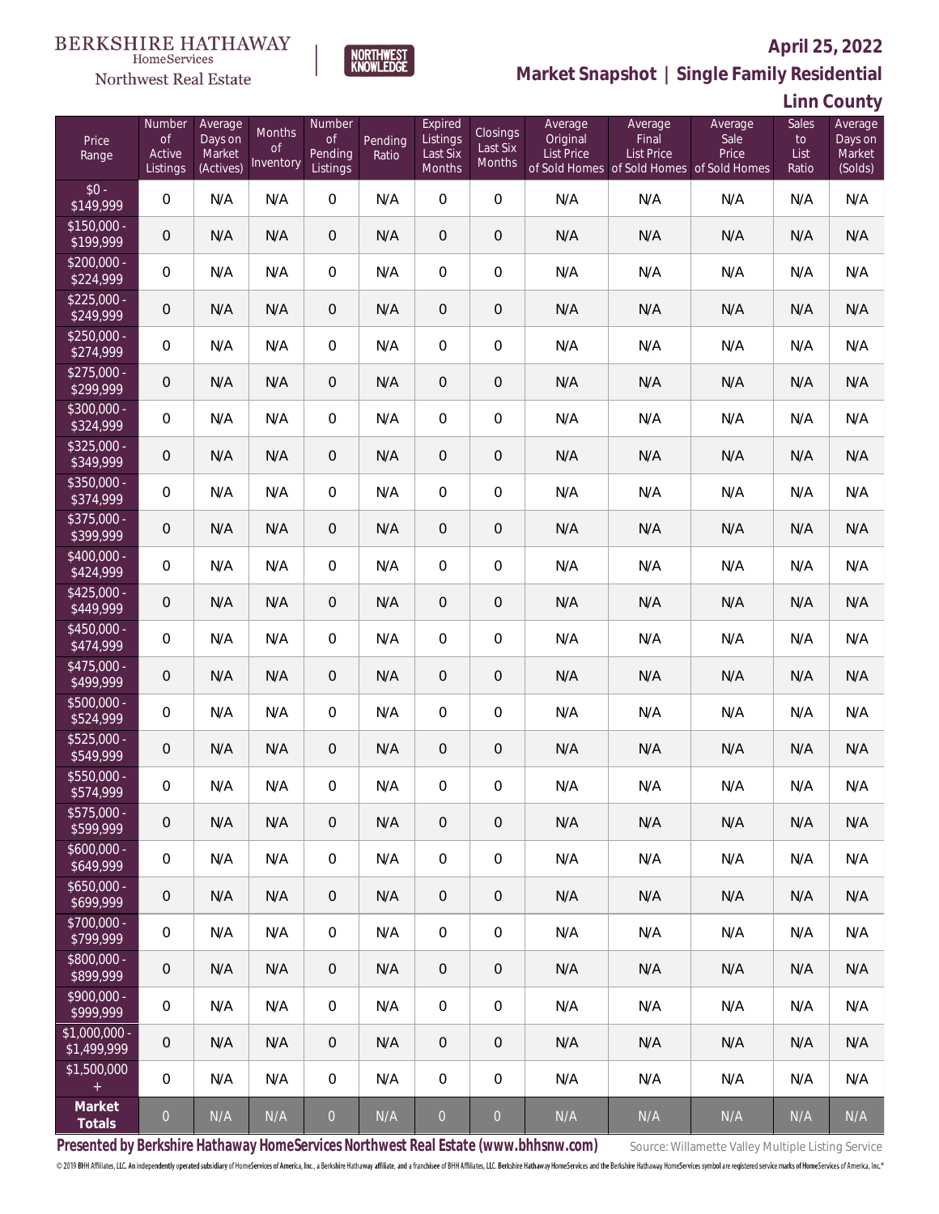BERKSHIRE HATHAWAY HomeServices Northwest Real Estate

NORTHWEST KNOWLEDGE

**April 25, 2022**

**Market Snapshot | Single Family Residential**

**Linn County**

| Price Range | Number of Active Listings | Average Days on Market (Actives) | Months of Inventory | Number of Pending Listings | Pending Ratio | Expired Listings Last Six Months | Closings Last Six Months | Average Original List Price of Sold Homes | Average Final List Price of Sold Homes | Average Sale Price of Sold Homes | Sales to List Ratio | Average Days on Market (Solds) |
|---|---|---|---|---|---|---|---|---|---|---|---|---|
| $0 - $149,999 | 0 | N/A | N/A | 0 | N/A | 0 | 0 | N/A | N/A | N/A | N/A | N/A |
| $150,000 - $199,999 | 0 | N/A | N/A | 0 | N/A | 0 | 0 | N/A | N/A | N/A | N/A | N/A |
| $200,000 - $224,999 | 0 | N/A | N/A | 0 | N/A | 0 | 0 | N/A | N/A | N/A | N/A | N/A |
| $225,000 - $249,999 | 0 | N/A | N/A | 0 | N/A | 0 | 0 | N/A | N/A | N/A | N/A | N/A |
| $250,000 - $274,999 | 0 | N/A | N/A | 0 | N/A | 0 | 0 | N/A | N/A | N/A | N/A | N/A |
| $275,000 - $299,999 | 0 | N/A | N/A | 0 | N/A | 0 | 0 | N/A | N/A | N/A | N/A | N/A |
| $300,000 - $324,999 | 0 | N/A | N/A | 0 | N/A | 0 | 0 | N/A | N/A | N/A | N/A | N/A |
| $325,000 - $349,999 | 0 | N/A | N/A | 0 | N/A | 0 | 0 | N/A | N/A | N/A | N/A | N/A |
| $350,000 - $374,999 | 0 | N/A | N/A | 0 | N/A | 0 | 0 | N/A | N/A | N/A | N/A | N/A |
| $375,000 - $399,999 | 0 | N/A | N/A | 0 | N/A | 0 | 0 | N/A | N/A | N/A | N/A | N/A |
| $400,000 - $424,999 | 0 | N/A | N/A | 0 | N/A | 0 | 0 | N/A | N/A | N/A | N/A | N/A |
| $425,000 - $449,999 | 0 | N/A | N/A | 0 | N/A | 0 | 0 | N/A | N/A | N/A | N/A | N/A |
| $450,000 - $474,999 | 0 | N/A | N/A | 0 | N/A | 0 | 0 | N/A | N/A | N/A | N/A | N/A |
| $475,000 - $499,999 | 0 | N/A | N/A | 0 | N/A | 0 | 0 | N/A | N/A | N/A | N/A | N/A |
| $500,000 - $524,999 | 0 | N/A | N/A | 0 | N/A | 0 | 0 | N/A | N/A | N/A | N/A | N/A |
| $525,000 - $549,999 | 0 | N/A | N/A | 0 | N/A | 0 | 0 | N/A | N/A | N/A | N/A | N/A |
| $550,000 - $574,999 | 0 | N/A | N/A | 0 | N/A | 0 | 0 | N/A | N/A | N/A | N/A | N/A |
| $575,000 - $599,999 | 0 | N/A | N/A | 0 | N/A | 0 | 0 | N/A | N/A | N/A | N/A | N/A |
| $600,000 - $649,999 | 0 | N/A | N/A | 0 | N/A | 0 | 0 | N/A | N/A | N/A | N/A | N/A |
| $650,000 - $699,999 | 0 | N/A | N/A | 0 | N/A | 0 | 0 | N/A | N/A | N/A | N/A | N/A |
| $700,000 - $799,999 | 0 | N/A | N/A | 0 | N/A | 0 | 0 | N/A | N/A | N/A | N/A | N/A |
| $800,000 - $899,999 | 0 | N/A | N/A | 0 | N/A | 0 | 0 | N/A | N/A | N/A | N/A | N/A |
| $900,000 - $999,999 | 0 | N/A | N/A | 0 | N/A | 0 | 0 | N/A | N/A | N/A | N/A | N/A |
| $1,000,000 - $1,499,999 | 0 | N/A | N/A | 0 | N/A | 0 | 0 | N/A | N/A | N/A | N/A | N/A |
| $1,500,000 + | 0 | N/A | N/A | 0 | N/A | 0 | 0 | N/A | N/A | N/A | N/A | N/A |
| **Market Totals** | 0 | N/A | N/A | 0 | N/A | 0 | 0 | N/A | N/A | N/A | N/A | N/A |

**Presented by Berkshire Hathaway HomeServices Northwest Real Estate (www.bhhsnw.com)**

Source: Willamette Valley Multiple Listing Service

© 2019 BHH Affiliates, LLC. An independently operated subsidiary of HomeServices of America, Inc., a Berkshire Hathaway affiliate, and a franchisee of BHH Affiliates, LLC. Berkshire Hathaway HomeServices and the Berkshire Hathaway HomeServices symbol are registered service marks of HomeServices of America, Inc.®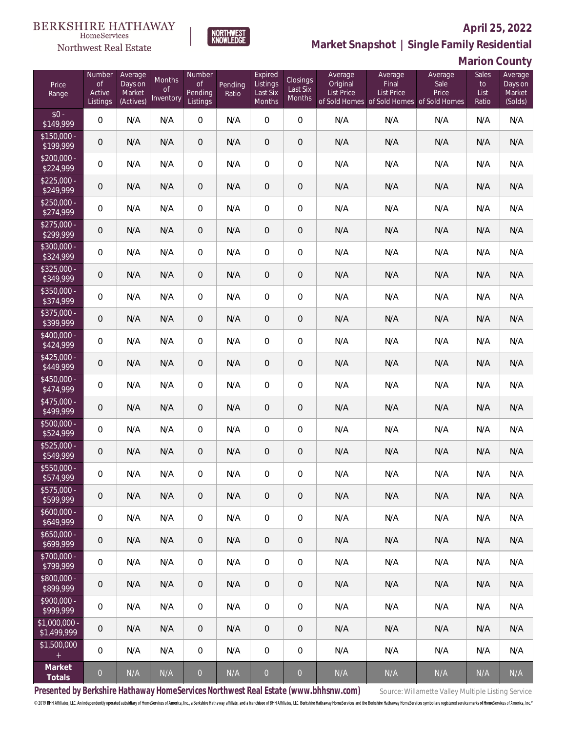BERKSHIRE HATHAWAY HomeServices Northwest Real Estate

NORTHWEST KNOWLEDGE

**April 25, 2022**

**Market Snapshot | Single Family Residential**

**Marion County**

| Price Range | Number of Active Listings | Average Days on Market (Actives) | Months of Inventory | Number of Pending Listings | Pending Ratio | Expired Listings Last Six Months | Closings Last Six Months | Average Original List Price of Sold Homes | Average Final List Price of Sold Homes | Average Sale Price of Sold Homes | Sales to List Ratio | Average Days on Market (Solds) |
|---|---|---|---|---|---|---|---|---|---|---|---|---|
| $0 - $149,999 | 0 | N/A | N/A | 0 | N/A | 0 | 0 | N/A | N/A | N/A | N/A | N/A |
| $150,000 - $199,999 | 0 | N/A | N/A | 0 | N/A | 0 | 0 | N/A | N/A | N/A | N/A | N/A |
| $200,000 - $224,999 | 0 | N/A | N/A | 0 | N/A | 0 | 0 | N/A | N/A | N/A | N/A | N/A |
| $225,000 - $249,999 | 0 | N/A | N/A | 0 | N/A | 0 | 0 | N/A | N/A | N/A | N/A | N/A |
| $250,000 - $274,999 | 0 | N/A | N/A | 0 | N/A | 0 | 0 | N/A | N/A | N/A | N/A | N/A |
| $275,000 - $299,999 | 0 | N/A | N/A | 0 | N/A | 0 | 0 | N/A | N/A | N/A | N/A | N/A |
| $300,000 - $324,999 | 0 | N/A | N/A | 0 | N/A | 0 | 0 | N/A | N/A | N/A | N/A | N/A |
| $325,000 - $349,999 | 0 | N/A | N/A | 0 | N/A | 0 | 0 | N/A | N/A | N/A | N/A | N/A |
| $350,000 - $374,999 | 0 | N/A | N/A | 0 | N/A | 0 | 0 | N/A | N/A | N/A | N/A | N/A |
| $375,000 - $399,999 | 0 | N/A | N/A | 0 | N/A | 0 | 0 | N/A | N/A | N/A | N/A | N/A |
| $400,000 - $424,999 | 0 | N/A | N/A | 0 | N/A | 0 | 0 | N/A | N/A | N/A | N/A | N/A |
| $425,000 - $449,999 | 0 | N/A | N/A | 0 | N/A | 0 | 0 | N/A | N/A | N/A | N/A | N/A |
| $450,000 - $474,999 | 0 | N/A | N/A | 0 | N/A | 0 | 0 | N/A | N/A | N/A | N/A | N/A |
| $475,000 - $499,999 | 0 | N/A | N/A | 0 | N/A | 0 | 0 | N/A | N/A | N/A | N/A | N/A |
| $500,000 - $524,999 | 0 | N/A | N/A | 0 | N/A | 0 | 0 | N/A | N/A | N/A | N/A | N/A |
| $525,000 - $549,999 | 0 | N/A | N/A | 0 | N/A | 0 | 0 | N/A | N/A | N/A | N/A | N/A |
| $550,000 - $574,999 | 0 | N/A | N/A | 0 | N/A | 0 | 0 | N/A | N/A | N/A | N/A | N/A |
| $575,000 - $599,999 | 0 | N/A | N/A | 0 | N/A | 0 | 0 | N/A | N/A | N/A | N/A | N/A |
| $600,000 - $649,999 | 0 | N/A | N/A | 0 | N/A | 0 | 0 | N/A | N/A | N/A | N/A | N/A |
| $650,000 - $699,999 | 0 | N/A | N/A | 0 | N/A | 0 | 0 | N/A | N/A | N/A | N/A | N/A |
| $700,000 - $799,999 | 0 | N/A | N/A | 0 | N/A | 0 | 0 | N/A | N/A | N/A | N/A | N/A |
| $800,000 - $899,999 | 0 | N/A | N/A | 0 | N/A | 0 | 0 | N/A | N/A | N/A | N/A | N/A |
| $900,000 - $999,999 | 0 | N/A | N/A | 0 | N/A | 0 | 0 | N/A | N/A | N/A | N/A | N/A |
| $1,000,000 - $1,499,999 | 0 | N/A | N/A | 0 | N/A | 0 | 0 | N/A | N/A | N/A | N/A | N/A |
| $1,500,000 + | 0 | N/A | N/A | 0 | N/A | 0 | 0 | N/A | N/A | N/A | N/A | N/A |
| **Market Totals** | 0 | N/A | N/A | 0 | N/A | 0 | 0 | N/A | N/A | N/A | N/A | N/A |

**Presented by Berkshire Hathaway HomeServices Northwest Real Estate (www.bhhsnw.com)**

Source: Willamette Valley Multiple Listing Service

© 2019 BHH Affiliates, LLC. An independently operated subsidiary of HomeServices of America, Inc., a Berkshire Hathaway affiliate, and a franchisee of BHH Affiliates, LLC. Berkshire Hathaway HomeServices and the Berkshire Hathaway HomeServices symbol are registered service marks of HomeServices of America, Inc.®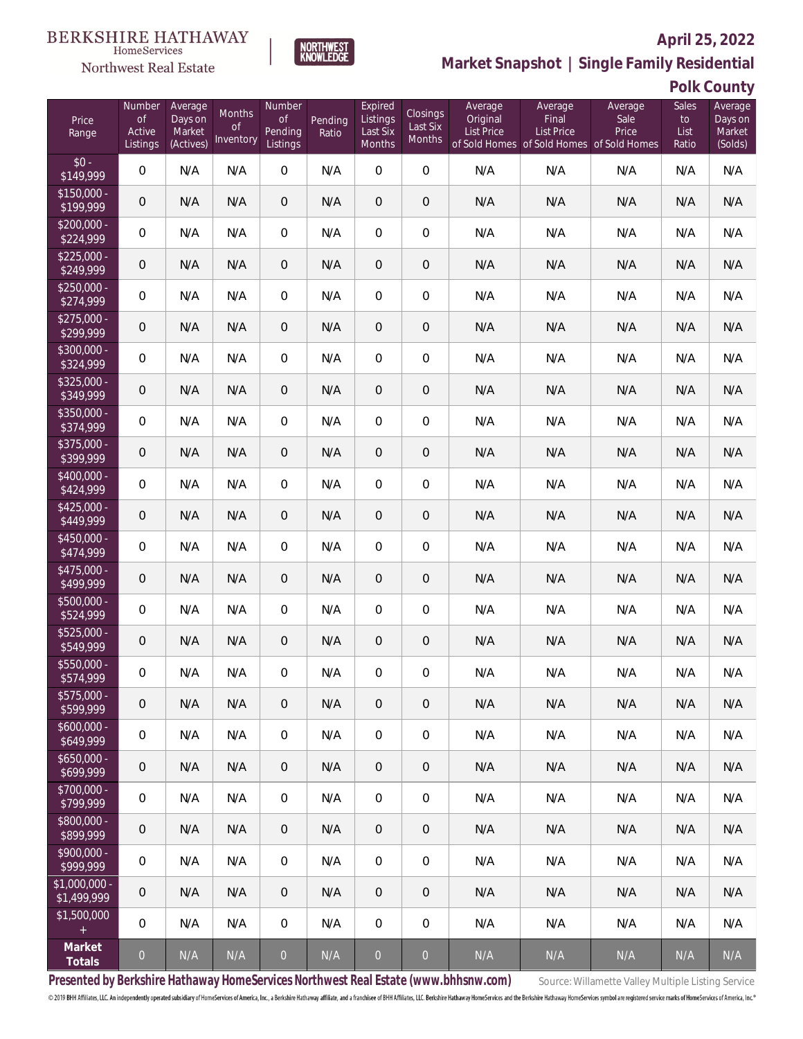BERKSHIRE HATHAWAY HomeServices Northwest Real Estate | NORTHWEST KNOWLEDGE

**April 25, 2022**

## Market Snapshot | Single Family Residential

### Polk County

| Price Range | Number of Active Listings | Average Days on Market (Actives) | Months of Inventory | Number of Pending Listings | Pending Ratio | Expired Listings Last Six Months | Closings Last Six Months | Average Original List Price of Sold Homes | Average Final List Price of Sold Homes | Average Sale Price of Sold Homes | Sales to List Ratio | Average Days on Market (Solds) |
|---|---|---|---|---|---|---|---|---|---|---|---|---|
| $0 - $149,999 | 0 | N/A | N/A | 0 | N/A | 0 | 0 | N/A | N/A | N/A | N/A | N/A |
| $150,000 - $199,999 | 0 | N/A | N/A | 0 | N/A | 0 | 0 | N/A | N/A | N/A | N/A | N/A |
| $200,000 - $224,999 | 0 | N/A | N/A | 0 | N/A | 0 | 0 | N/A | N/A | N/A | N/A | N/A |
| $225,000 - $249,999 | 0 | N/A | N/A | 0 | N/A | 0 | 0 | N/A | N/A | N/A | N/A | N/A |
| $250,000 - $274,999 | 0 | N/A | N/A | 0 | N/A | 0 | 0 | N/A | N/A | N/A | N/A | N/A |
| $275,000 - $299,999 | 0 | N/A | N/A | 0 | N/A | 0 | 0 | N/A | N/A | N/A | N/A | N/A |
| $300,000 - $324,999 | 0 | N/A | N/A | 0 | N/A | 0 | 0 | N/A | N/A | N/A | N/A | N/A |
| $325,000 - $349,999 | 0 | N/A | N/A | 0 | N/A | 0 | 0 | N/A | N/A | N/A | N/A | N/A |
| $350,000 - $374,999 | 0 | N/A | N/A | 0 | N/A | 0 | 0 | N/A | N/A | N/A | N/A | N/A |
| $375,000 - $399,999 | 0 | N/A | N/A | 0 | N/A | 0 | 0 | N/A | N/A | N/A | N/A | N/A |
| $400,000 - $424,999 | 0 | N/A | N/A | 0 | N/A | 0 | 0 | N/A | N/A | N/A | N/A | N/A |
| $425,000 - $449,999 | 0 | N/A | N/A | 0 | N/A | 0 | 0 | N/A | N/A | N/A | N/A | N/A |
| $450,000 - $474,999 | 0 | N/A | N/A | 0 | N/A | 0 | 0 | N/A | N/A | N/A | N/A | N/A |
| $475,000 - $499,999 | 0 | N/A | N/A | 0 | N/A | 0 | 0 | N/A | N/A | N/A | N/A | N/A |
| $500,000 - $524,999 | 0 | N/A | N/A | 0 | N/A | 0 | 0 | N/A | N/A | N/A | N/A | N/A |
| $525,000 - $549,999 | 0 | N/A | N/A | 0 | N/A | 0 | 0 | N/A | N/A | N/A | N/A | N/A |
| $550,000 - $574,999 | 0 | N/A | N/A | 0 | N/A | 0 | 0 | N/A | N/A | N/A | N/A | N/A |
| $575,000 - $599,999 | 0 | N/A | N/A | 0 | N/A | 0 | 0 | N/A | N/A | N/A | N/A | N/A |
| $600,000 - $649,999 | 0 | N/A | N/A | 0 | N/A | 0 | 0 | N/A | N/A | N/A | N/A | N/A |
| $650,000 - $699,999 | 0 | N/A | N/A | 0 | N/A | 0 | 0 | N/A | N/A | N/A | N/A | N/A |
| $700,000 - $799,999 | 0 | N/A | N/A | 0 | N/A | 0 | 0 | N/A | N/A | N/A | N/A | N/A |
| $800,000 - $899,999 | 0 | N/A | N/A | 0 | N/A | 0 | 0 | N/A | N/A | N/A | N/A | N/A |
| $900,000 - $999,999 | 0 | N/A | N/A | 0 | N/A | 0 | 0 | N/A | N/A | N/A | N/A | N/A |
| $1,000,000 - $1,499,999 | 0 | N/A | N/A | 0 | N/A | 0 | 0 | N/A | N/A | N/A | N/A | N/A |
| $1,500,000 + | 0 | N/A | N/A | 0 | N/A | 0 | 0 | N/A | N/A | N/A | N/A | N/A |
| **Market Totals** | 0 | N/A | N/A | 0 | N/A | 0 | 0 | N/A | N/A | N/A | N/A | N/A |

**Presented by Berkshire Hathaway HomeServices Northwest Real Estate (www.bhhsnw.com)**

Source: Willamette Valley Multiple Listing Service

© 2019 BHH Affiliates, LLC. An independently operated subsidiary of HomeServices of America, Inc., a Berkshire Hathaway affiliate, and a franchisee of BHH Affiliates, LLC. Berkshire Hathaway HomeServices and the Berkshire Hathaway HomeServices symbol are registered service marks of HomeServices of America, Inc.®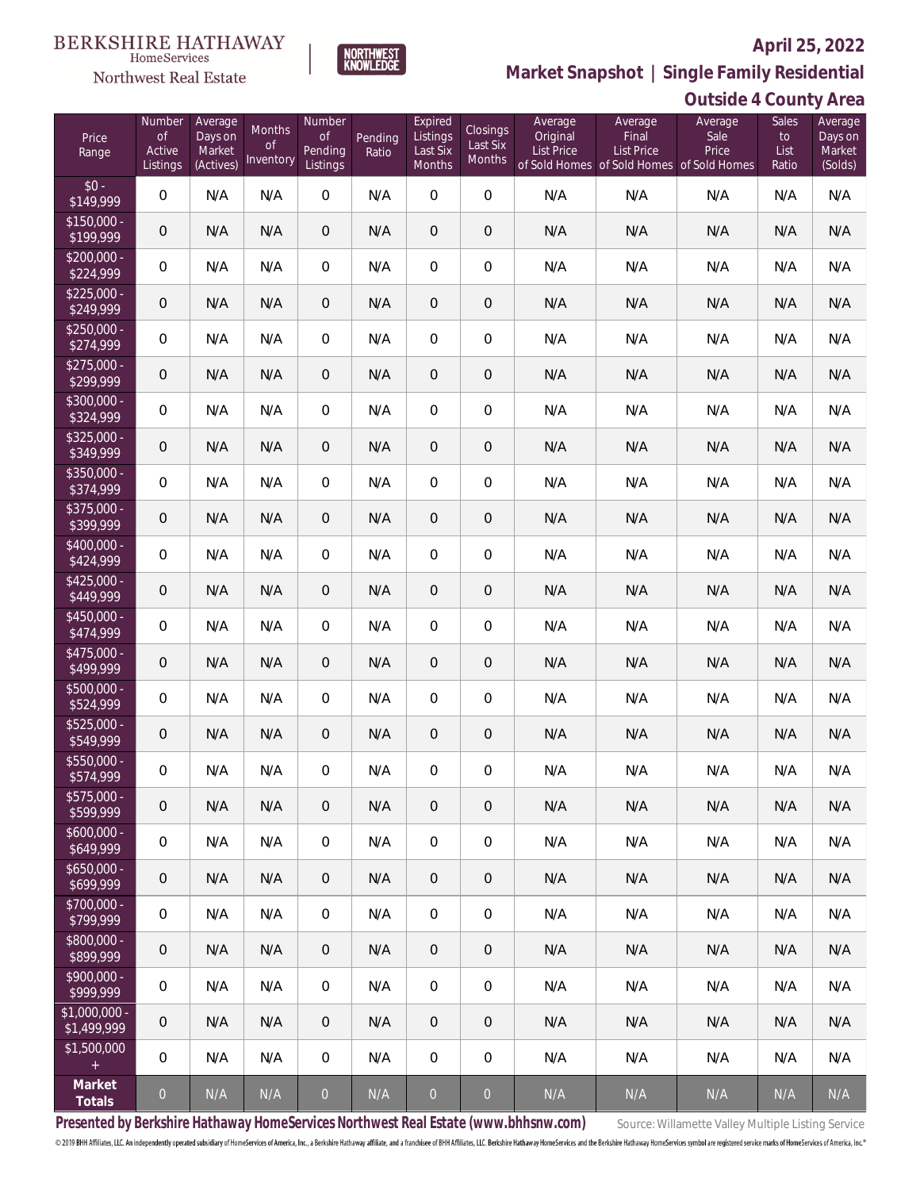BERKSHIRE HATHAWAY HomeServices Northwest Real Estate

NORTHWEST KNOWLEDGE

**April 25, 2022**

**Market Snapshot | Single Family Residential**

**Outside 4 County Area**

| Price Range | Number of Active Listings | Average Days on Market (Actives) | Months of Inventory | Number of Pending Listings | Pending Ratio | Expired Listings Last Six Months | Closings Last Six Months | Average Original List Price of Sold Homes | Average Final List Price of Sold Homes | Average Sale Price of Sold Homes | Sales to List Ratio | Average Days on Market (Solds) |
|---|---|---|---|---|---|---|---|---|---|---|---|---|
| $0 - $149,999 | 0 | N/A | N/A | 0 | N/A | 0 | 0 | N/A | N/A | N/A | N/A | N/A |
| $150,000 - $199,999 | 0 | N/A | N/A | 0 | N/A | 0 | 0 | N/A | N/A | N/A | N/A | N/A |
| $200,000 - $224,999 | 0 | N/A | N/A | 0 | N/A | 0 | 0 | N/A | N/A | N/A | N/A | N/A |
| $225,000 - $249,999 | 0 | N/A | N/A | 0 | N/A | 0 | 0 | N/A | N/A | N/A | N/A | N/A |
| $250,000 - $274,999 | 0 | N/A | N/A | 0 | N/A | 0 | 0 | N/A | N/A | N/A | N/A | N/A |
| $275,000 - $299,999 | 0 | N/A | N/A | 0 | N/A | 0 | 0 | N/A | N/A | N/A | N/A | N/A |
| $300,000 - $324,999 | 0 | N/A | N/A | 0 | N/A | 0 | 0 | N/A | N/A | N/A | N/A | N/A |
| $325,000 - $349,999 | 0 | N/A | N/A | 0 | N/A | 0 | 0 | N/A | N/A | N/A | N/A | N/A |
| $350,000 - $374,999 | 0 | N/A | N/A | 0 | N/A | 0 | 0 | N/A | N/A | N/A | N/A | N/A |
| $375,000 - $399,999 | 0 | N/A | N/A | 0 | N/A | 0 | 0 | N/A | N/A | N/A | N/A | N/A |
| $400,000 - $424,999 | 0 | N/A | N/A | 0 | N/A | 0 | 0 | N/A | N/A | N/A | N/A | N/A |
| $425,000 - $449,999 | 0 | N/A | N/A | 0 | N/A | 0 | 0 | N/A | N/A | N/A | N/A | N/A |
| $450,000 - $474,999 | 0 | N/A | N/A | 0 | N/A | 0 | 0 | N/A | N/A | N/A | N/A | N/A |
| $475,000 - $499,999 | 0 | N/A | N/A | 0 | N/A | 0 | 0 | N/A | N/A | N/A | N/A | N/A |
| $500,000 - $524,999 | 0 | N/A | N/A | 0 | N/A | 0 | 0 | N/A | N/A | N/A | N/A | N/A |
| $525,000 - $549,999 | 0 | N/A | N/A | 0 | N/A | 0 | 0 | N/A | N/A | N/A | N/A | N/A |
| $550,000 - $574,999 | 0 | N/A | N/A | 0 | N/A | 0 | 0 | N/A | N/A | N/A | N/A | N/A |
| $575,000 - $599,999 | 0 | N/A | N/A | 0 | N/A | 0 | 0 | N/A | N/A | N/A | N/A | N/A |
| $600,000 - $649,999 | 0 | N/A | N/A | 0 | N/A | 0 | 0 | N/A | N/A | N/A | N/A | N/A |
| $650,000 - $699,999 | 0 | N/A | N/A | 0 | N/A | 0 | 0 | N/A | N/A | N/A | N/A | N/A |
| $700,000 - $799,999 | 0 | N/A | N/A | 0 | N/A | 0 | 0 | N/A | N/A | N/A | N/A | N/A |
| $800,000 - $899,999 | 0 | N/A | N/A | 0 | N/A | 0 | 0 | N/A | N/A | N/A | N/A | N/A |
| $900,000 - $999,999 | 0 | N/A | N/A | 0 | N/A | 0 | 0 | N/A | N/A | N/A | N/A | N/A |
| $1,000,000 - $1,499,999 | 0 | N/A | N/A | 0 | N/A | 0 | 0 | N/A | N/A | N/A | N/A | N/A |
| $1,500,000 + | 0 | N/A | N/A | 0 | N/A | 0 | 0 | N/A | N/A | N/A | N/A | N/A |
| **Market Totals** | 0 | N/A | N/A | 0 | N/A | 0 | 0 | N/A | N/A | N/A | N/A | N/A |

**Presented by Berkshire Hathaway HomeServices Northwest Real Estate (www.bhhsnw.com)**

Source: Willamette Valley Multiple Listing Service

© 2019 BHH Affiliates, LLC. An independently operated subsidiary of HomeServices of America, Inc., a Berkshire Hathaway affiliate, and a franchisee of BHH Affiliates, LLC. Berkshire Hathaway HomeServices and the Berkshire Hathaway HomeServices symbol are registered service marks of HomeServices of America, Inc.®